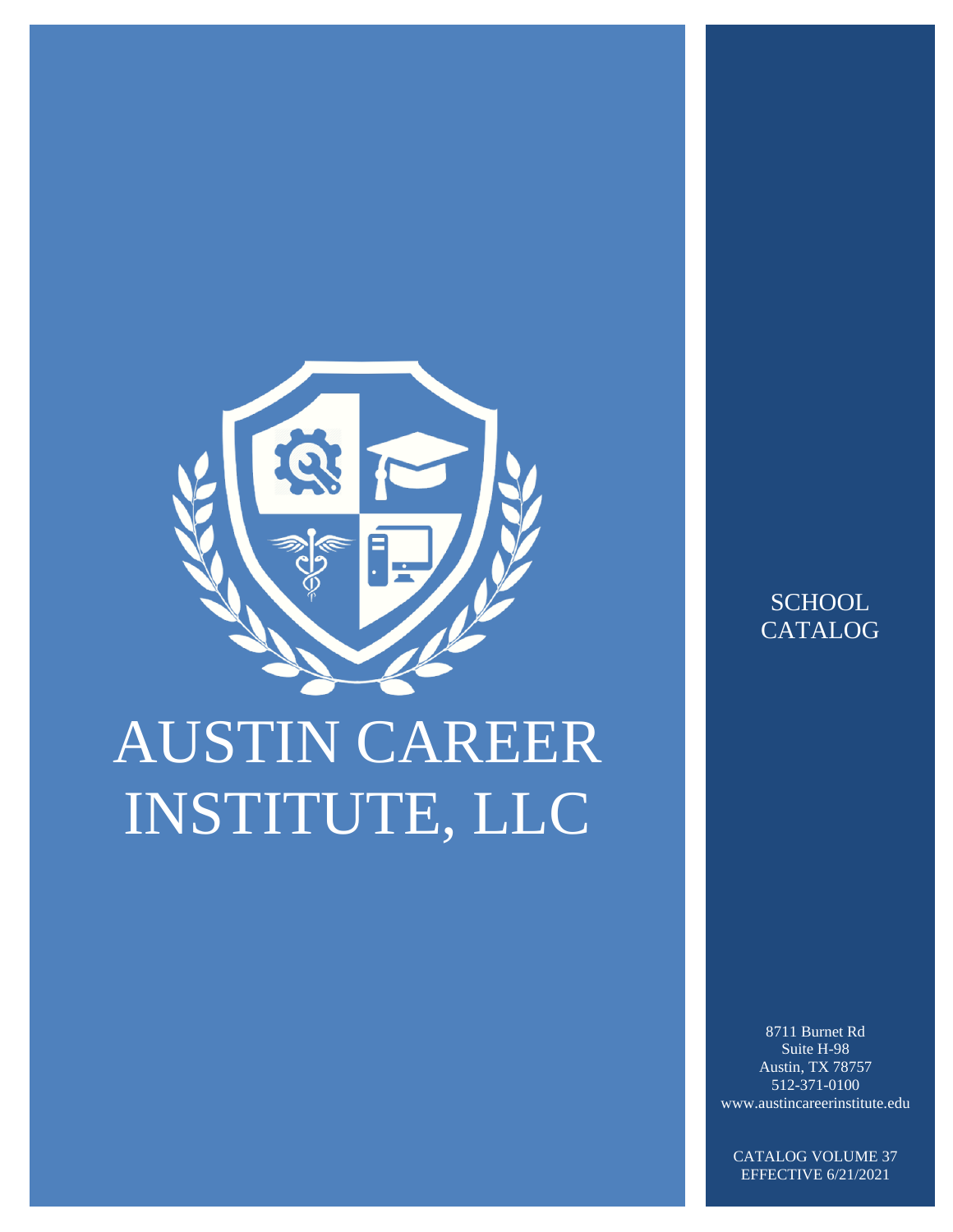# AUSTIN CAREER INSTITUTE, LLC

SCHOOL CATALOG

8711 Burnet Rd
Suite H-98
Austin, TX 78757
512-371-0100
www.austincareerinstitute.edu

CATALOG VOLUME 37
EFFECTIVE 6/21/2021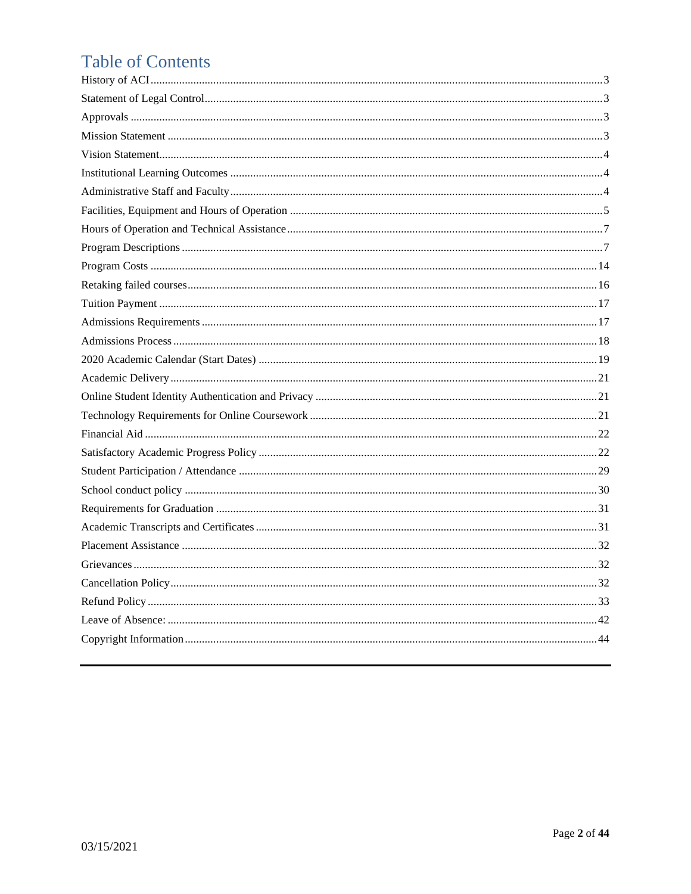# Table of Contents

History of ACI ............................................................ 3
Statement of Legal Control ............................................................ 3
Approvals ............................................................ 3
Mission Statement ............................................................ 3
Vision Statement ............................................................ 4
Institutional Learning Outcomes ............................................................ 4
Administrative Staff and Faculty ............................................................ 4
Facilities, Equipment and Hours of Operation ............................................................ 5
Hours of Operation and Technical Assistance ............................................................ 7
Program Descriptions ............................................................ 7
Program Costs ............................................................ 14
Retaking failed courses ............................................................ 16
Tuition Payment ............................................................ 17
Admissions Requirements ............................................................ 17
Admissions Process ............................................................ 18
2020 Academic Calendar (Start Dates) ............................................................ 19
Academic Delivery ............................................................ 21
Online Student Identity Authentication and Privacy ............................................................ 21
Technology Requirements for Online Coursework ............................................................ 21
Financial Aid ............................................................ 22
Satisfactory Academic Progress Policy ............................................................ 22
Student Participation / Attendance ............................................................ 29
School conduct policy ............................................................ 30
Requirements for Graduation ............................................................ 31
Academic Transcripts and Certificates ............................................................ 31
Placement Assistance ............................................................ 32
Grievances ............................................................ 32
Cancellation Policy ............................................................ 32
Refund Policy ............................................................ 33
Leave of Absence: ............................................................ 42
Copyright Information ............................................................ 44

03/15/2021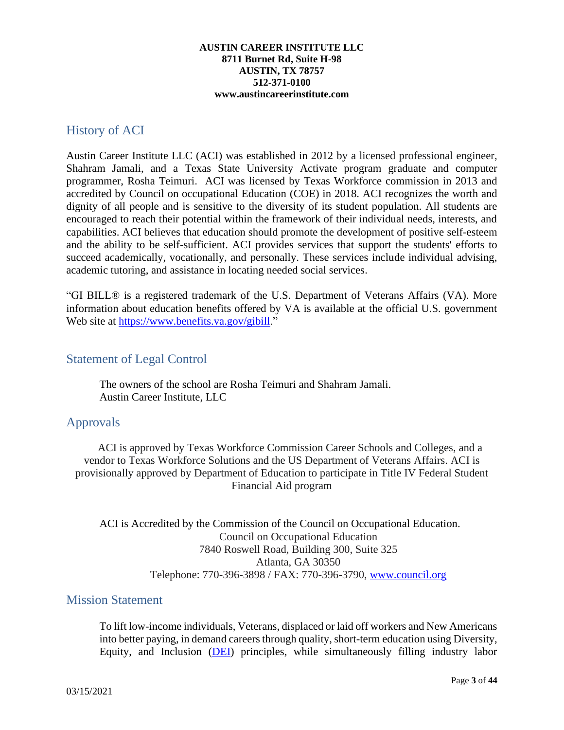**AUSTIN CAREER INSTITUTE LLC**
**8711 Burnet Rd, Suite H-98**
**AUSTIN, TX 78757**
**512-371-0100**
**www.austincareerinstitute.com**

## History of ACI

Austin Career Institute LLC (ACI) was established in 2012 by a licensed professional engineer, Shahram Jamali, and a Texas State University Activate program graduate and computer programmer, Rosha Teimuri. ACI was licensed by Texas Workforce commission in 2013 and accredited by Council on occupational Education (COE) in 2018. ACI recognizes the worth and dignity of all people and is sensitive to the diversity of its student population. All students are encouraged to reach their potential within the framework of their individual needs, interests, and capabilities. ACI believes that education should promote the development of positive self-esteem and the ability to be self-sufficient. ACI provides services that support the students' efforts to succeed academically, vocationally, and personally. These services include individual advising, academic tutoring, and assistance in locating needed social services.

"GI BILL® is a registered trademark of the U.S. Department of Veterans Affairs (VA). More information about education benefits offered by VA is available at the official U.S. government Web site at https://www.benefits.va.gov/gibill."

## Statement of Legal Control

The owners of the school are Rosha Teimuri and Shahram Jamali.
Austin Career Institute, LLC

## Approvals

ACI is approved by Texas Workforce Commission Career Schools and Colleges, and a vendor to Texas Workforce Solutions and the US Department of Veterans Affairs. ACI is provisionally approved by Department of Education to participate in Title IV Federal Student Financial Aid program

ACI is Accredited by the Commission of the Council on Occupational Education.
Council on Occupational Education
7840 Roswell Road, Building 300, Suite 325
Atlanta, GA 30350
Telephone: 770-396-3898 / FAX: 770-396-3790, www.council.org

## Mission Statement

To lift low-income individuals, Veterans, displaced or laid off workers and New Americans into better paying, in demand careers through quality, short-term education using Diversity, Equity, and Inclusion (DEI) principles, while simultaneously filling industry labor

03/15/2021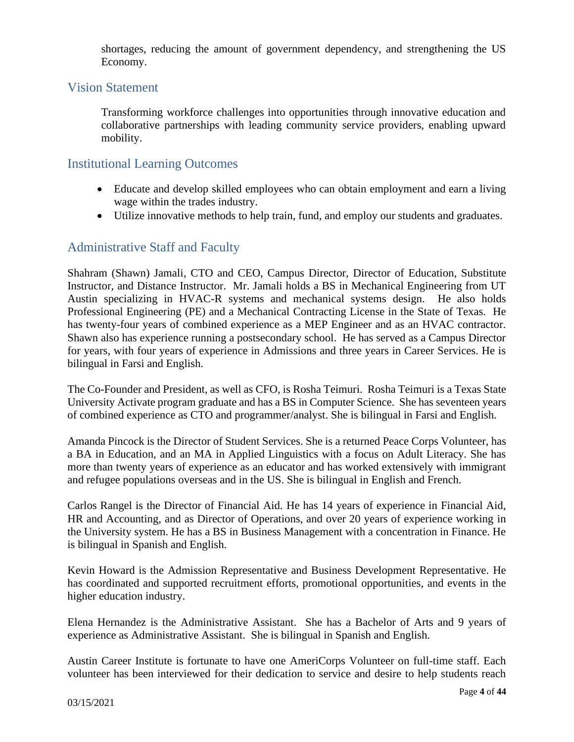shortages, reducing the amount of government dependency, and strengthening the US Economy.

## Vision Statement

Transforming workforce challenges into opportunities through innovative education and collaborative partnerships with leading community service providers, enabling upward mobility.

## Institutional Learning Outcomes

- Educate and develop skilled employees who can obtain employment and earn a living wage within the trades industry.
- Utilize innovative methods to help train, fund, and employ our students and graduates.

## Administrative Staff and Faculty

Shahram (Shawn) Jamali, CTO and CEO, Campus Director, Director of Education, Substitute Instructor, and Distance Instructor. Mr. Jamali holds a BS in Mechanical Engineering from UT Austin specializing in HVAC-R systems and mechanical systems design. He also holds Professional Engineering (PE) and a Mechanical Contracting License in the State of Texas. He has twenty-four years of combined experience as a MEP Engineer and as an HVAC contractor. Shawn also has experience running a postsecondary school. He has served as a Campus Director for years, with four years of experience in Admissions and three years in Career Services. He is bilingual in Farsi and English.

The Co-Founder and President, as well as CFO, is Rosha Teimuri. Rosha Teimuri is a Texas State University Activate program graduate and has a BS in Computer Science. She has seventeen years of combined experience as CTO and programmer/analyst. She is bilingual in Farsi and English.

Amanda Pincock is the Director of Student Services. She is a returned Peace Corps Volunteer, has a BA in Education, and an MA in Applied Linguistics with a focus on Adult Literacy. She has more than twenty years of experience as an educator and has worked extensively with immigrant and refugee populations overseas and in the US. She is bilingual in English and French.

Carlos Rangel is the Director of Financial Aid. He has 14 years of experience in Financial Aid, HR and Accounting, and as Director of Operations, and over 20 years of experience working in the University system. He has a BS in Business Management with a concentration in Finance. He is bilingual in Spanish and English.

Kevin Howard is the Admission Representative and Business Development Representative. He has coordinated and supported recruitment efforts, promotional opportunities, and events in the higher education industry.

Elena Hernandez is the Administrative Assistant. She has a Bachelor of Arts and 9 years of experience as Administrative Assistant. She is bilingual in Spanish and English.

Austin Career Institute is fortunate to have one AmeriCorps Volunteer on full-time staff. Each volunteer has been interviewed for their dedication to service and desire to help students reach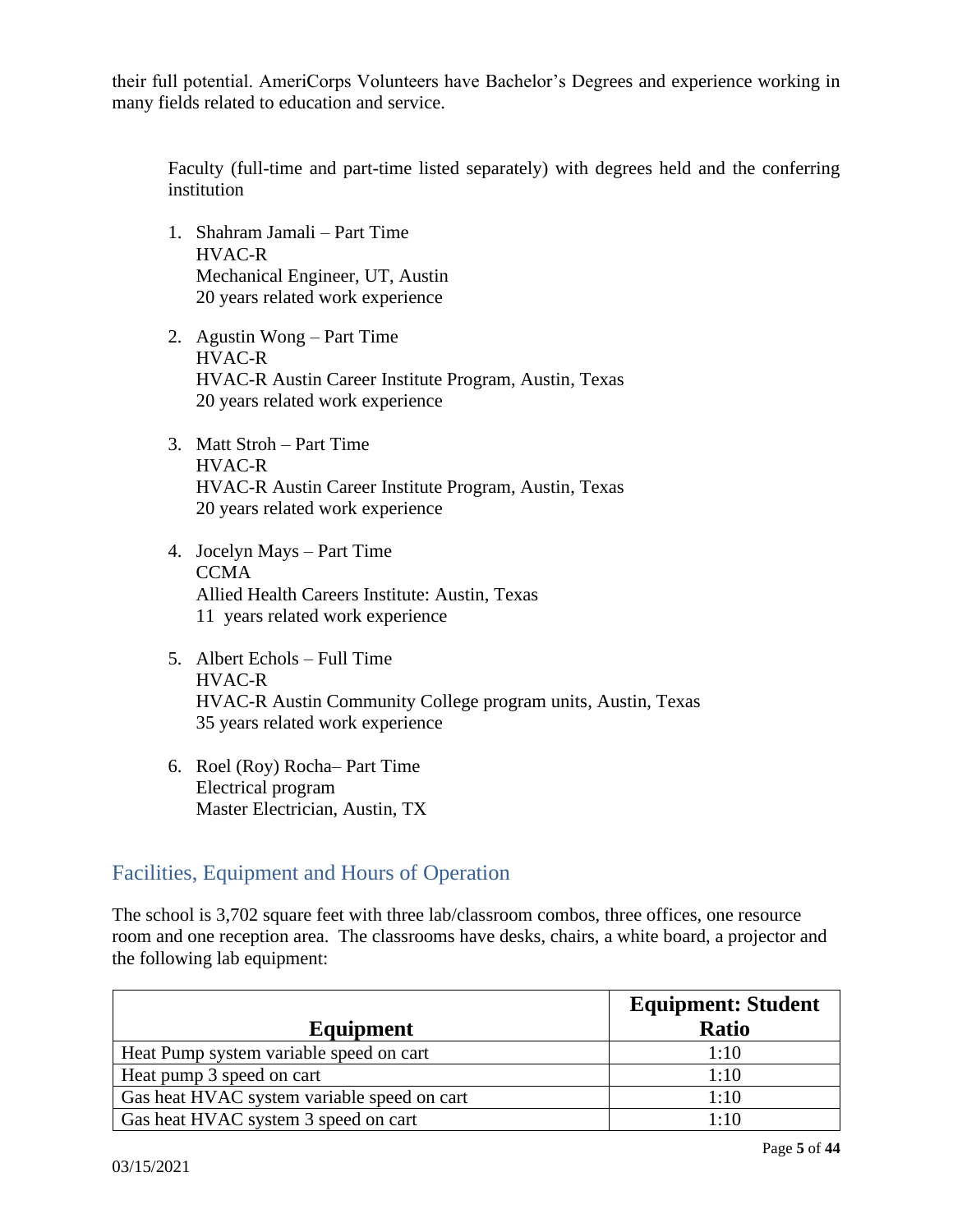their full potential. AmeriCorps Volunteers have Bachelor's Degrees and experience working in many fields related to education and service.

Faculty (full-time and part-time listed separately) with degrees held and the conferring institution

1. Shahram Jamali – Part Time
   HVAC-R
   Mechanical Engineer, UT, Austin
   20 years related work experience

2. Agustin Wong – Part Time
   HVAC-R
   HVAC-R Austin Career Institute Program, Austin, Texas
   20 years related work experience

3. Matt Stroh – Part Time
   HVAC-R
   HVAC-R Austin Career Institute Program, Austin, Texas
   20 years related work experience

4. Jocelyn Mays – Part Time
   CCMA
   Allied Health Careers Institute: Austin, Texas
   11 years related work experience

5. Albert Echols – Full Time
   HVAC-R
   HVAC-R Austin Community College program units, Austin, Texas
   35 years related work experience

6. Roel (Roy) Rocha– Part Time
   Electrical program
   Master Electrician, Austin, TX

## Facilities, Equipment and Hours of Operation

The school is 3,702 square feet with three lab/classroom combos, three offices, one resource room and one reception area. The classrooms have desks, chairs, a white board, a projector and the following lab equipment:

| Equipment | Equipment: Student Ratio |
|---|---|
| Heat Pump system variable speed on cart | 1:10 |
| Heat pump 3 speed on cart | 1:10 |
| Gas heat HVAC system variable speed on cart | 1:10 |
| Gas heat HVAC system 3 speed on cart | 1:10 |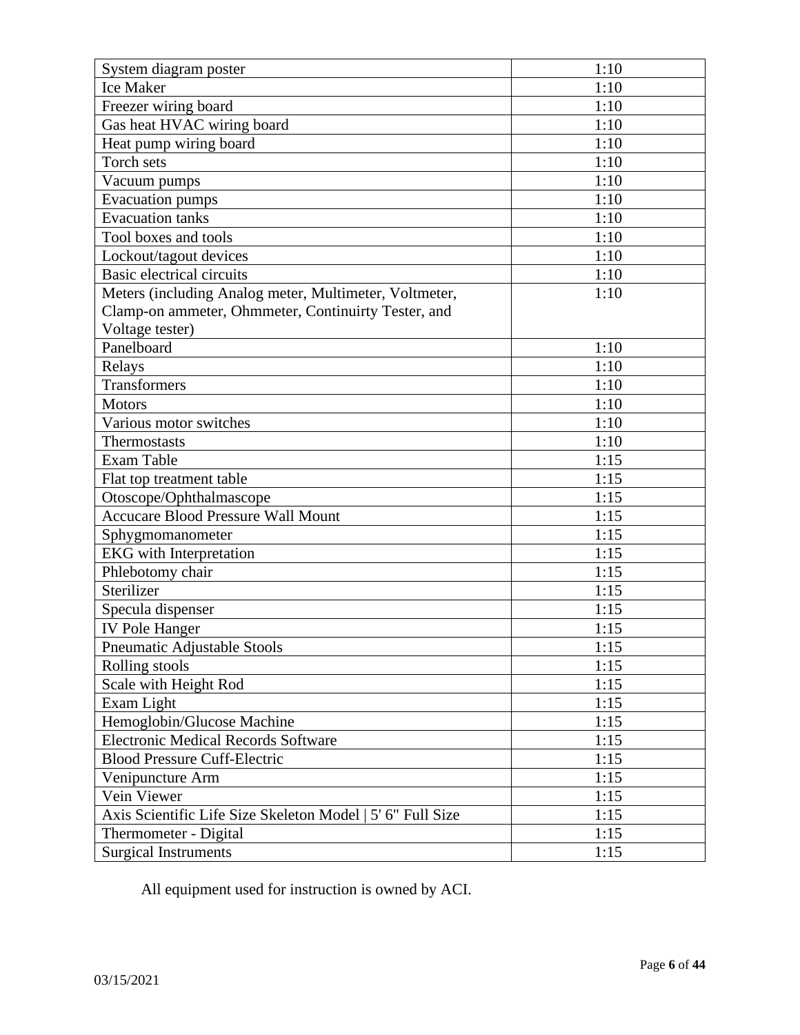| | |
|---|---|
| System diagram poster | 1:10 |
| Ice Maker | 1:10 |
| Freezer wiring board | 1:10 |
| Gas heat HVAC wiring board | 1:10 |
| Heat pump wiring board | 1:10 |
| Torch sets | 1:10 |
| Vacuum pumps | 1:10 |
| Evacuation pumps | 1:10 |
| Evacuation tanks | 1:10 |
| Tool boxes and tools | 1:10 |
| Lockout/tagout devices | 1:10 |
| Basic electrical circuits | 1:10 |
| Meters (including Analog meter, Multimeter, Voltmeter, Clamp-on ammeter, Ohmmeter, Continuirty Tester, and Voltage tester) | 1:10 |
| Panelboard | 1:10 |
| Relays | 1:10 |
| Transformers | 1:10 |
| Motors | 1:10 |
| Various motor switches | 1:10 |
| Thermostasts | 1:10 |
| Exam Table | 1:15 |
| Flat top treatment table | 1:15 |
| Otoscope/Ophthalmascope | 1:15 |
| Accucare Blood Pressure Wall Mount | 1:15 |
| Sphygmomanometer | 1:15 |
| EKG with Interpretation | 1:15 |
| Phlebotomy chair | 1:15 |
| Sterilizer | 1:15 |
| Specula dispenser | 1:15 |
| IV Pole Hanger | 1:15 |
| Pneumatic Adjustable Stools | 1:15 |
| Rolling stools | 1:15 |
| Scale with Height Rod | 1:15 |
| Exam Light | 1:15 |
| Hemoglobin/Glucose Machine | 1:15 |
| Electronic Medical Records Software | 1:15 |
| Blood Pressure Cuff-Electric | 1:15 |
| Venipuncture Arm | 1:15 |
| Vein Viewer | 1:15 |
| Axis Scientific Life Size Skeleton Model &#124; 5' 6" Full Size | 1:15 |
| Thermometer - Digital | 1:15 |
| Surgical Instruments | 1:15 |

All equipment used for instruction is owned by ACI.

03/15/2021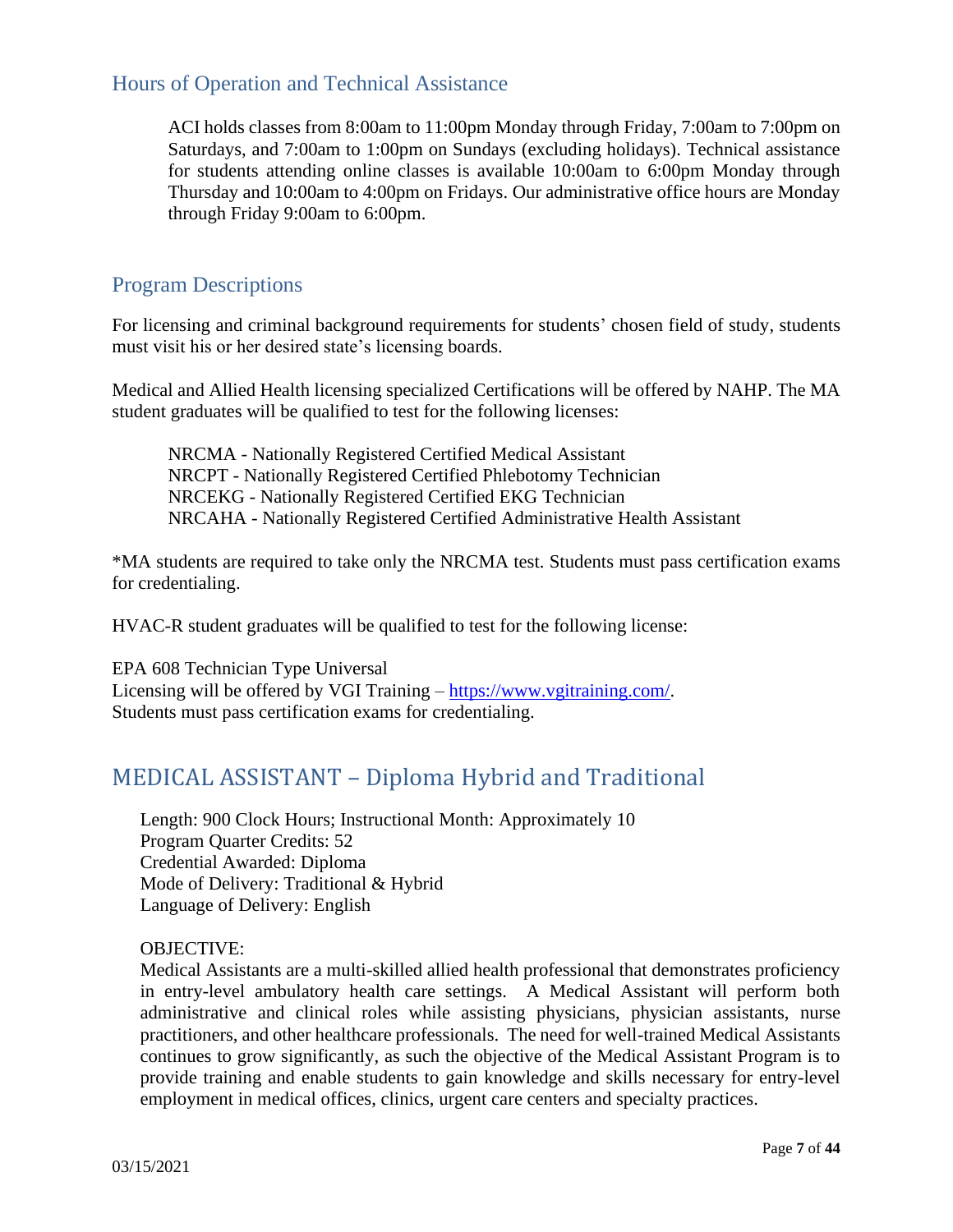## Hours of Operation and Technical Assistance

ACI holds classes from 8:00am to 11:00pm Monday through Friday, 7:00am to 7:00pm on Saturdays, and 7:00am to 1:00pm on Sundays (excluding holidays). Technical assistance for students attending online classes is available 10:00am to 6:00pm Monday through Thursday and 10:00am to 4:00pm on Fridays. Our administrative office hours are Monday through Friday 9:00am to 6:00pm.

## Program Descriptions

For licensing and criminal background requirements for students' chosen field of study, students must visit his or her desired state's licensing boards.

Medical and Allied Health licensing specialized Certifications will be offered by NAHP. The MA student graduates will be qualified to test for the following licenses:

NRCMA - Nationally Registered Certified Medical Assistant
NRCPT - Nationally Registered Certified Phlebotomy Technician
NRCEKG - Nationally Registered Certified EKG Technician
NRCAHA - Nationally Registered Certified Administrative Health Assistant

*MA students are required to take only the NRCMA test. Students must pass certification exams for credentialing.

HVAC-R student graduates will be qualified to test for the following license:

EPA 608 Technician Type Universal
Licensing will be offered by VGI Training – https://www.vgitraining.com/.
Students must pass certification exams for credentialing.

# MEDICAL ASSISTANT – Diploma Hybrid and Traditional

Length: 900 Clock Hours; Instructional Month: Approximately 10
Program Quarter Credits: 52
Credential Awarded: Diploma
Mode of Delivery: Traditional & Hybrid
Language of Delivery: English

OBJECTIVE:
Medical Assistants are a multi-skilled allied health professional that demonstrates proficiency in entry-level ambulatory health care settings. A Medical Assistant will perform both administrative and clinical roles while assisting physicians, physician assistants, nurse practitioners, and other healthcare professionals. The need for well-trained Medical Assistants continues to grow significantly, as such the objective of the Medical Assistant Program is to provide training and enable students to gain knowledge and skills necessary for entry-level employment in medical offices, clinics, urgent care centers and specialty practices.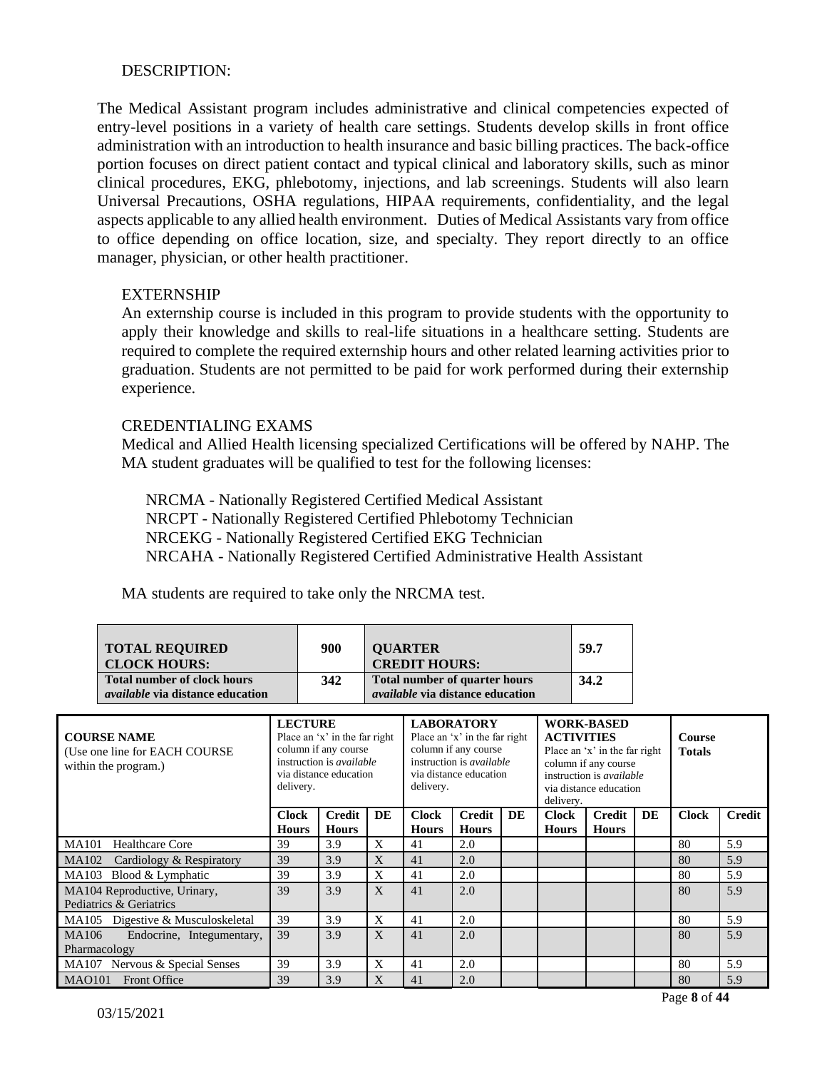DESCRIPTION:

The Medical Assistant program includes administrative and clinical competencies expected of entry-level positions in a variety of health care settings. Students develop skills in front office administration with an introduction to health insurance and basic billing practices. The back-office portion focuses on direct patient contact and typical clinical and laboratory skills, such as minor clinical procedures, EKG, phlebotomy, injections, and lab screenings. Students will also learn Universal Precautions, OSHA regulations, HIPAA requirements, confidentiality, and the legal aspects applicable to any allied health environment. Duties of Medical Assistants vary from office to office depending on office location, size, and specialty. They report directly to an office manager, physician, or other health practitioner.

EXTERNSHIP

An externship course is included in this program to provide students with the opportunity to apply their knowledge and skills to real-life situations in a healthcare setting. Students are required to complete the required externship hours and other related learning activities prior to graduation. Students are not permitted to be paid for work performed during their externship experience.

CREDENTIALING EXAMS

Medical and Allied Health licensing specialized Certifications will be offered by NAHP. The MA student graduates will be qualified to test for the following licenses:

NRCMA - Nationally Registered Certified Medical Assistant
NRCPT - Nationally Registered Certified Phlebotomy Technician
NRCEKG - Nationally Registered Certified EKG Technician
NRCAHA - Nationally Registered Certified Administrative Health Assistant

MA students are required to take only the NRCMA test.

| | | | |
|---|---|---|---|
| **TOTAL REQUIRED CLOCK HOURS:** | **900** | **QUARTER CREDIT HOURS:** | **59.7** |
| **Total number of clock hours** ***available*** **via distance education** | **342** | **Total number of quarter hours** ***available*** **via distance education** | **34.2** |

| **COURSE NAME** (Use one line for EACH COURSE within the program.) | **LECTURE** Place an 'x' in the far right column if any course instruction is *available* via distance education delivery. | | | **LABORATORY** Place an 'x' in the far right column if any course instruction is *available* via distance education delivery. | | | **WORK-BASED ACTIVITIES** Place an 'x' in the far right column if any course instruction is *available* via distance education delivery. | | | **Course Totals** | |
|---|---|---|---|---|---|---|---|---|---|---|---|
| | **Clock Hours** | **Credit Hours** | **DE** | **Clock Hours** | **Credit Hours** | **DE** | **Clock Hours** | **Credit Hours** | **DE** | **Clock** | **Credit** |
| MA101 Healthcare Core | 39 | 3.9 | X | 41 | 2.0 | | | | | 80 | 5.9 |
| MA102 Cardiology & Respiratory | 39 | 3.9 | X | 41 | 2.0 | | | | | 80 | 5.9 |
| MA103 Blood & Lymphatic | 39 | 3.9 | X | 41 | 2.0 | | | | | 80 | 5.9 |
| MA104 Reproductive, Urinary, Pediatrics & Geriatrics | 39 | 3.9 | X | 41 | 2.0 | | | | | 80 | 5.9 |
| MA105 Digestive & Musculoskeletal | 39 | 3.9 | X | 41 | 2.0 | | | | | 80 | 5.9 |
| MA106 Endocrine, Integumentary, Pharmacology | 39 | 3.9 | X | 41 | 2.0 | | | | | 80 | 5.9 |
| MA107 Nervous & Special Senses | 39 | 3.9 | X | 41 | 2.0 | | | | | 80 | 5.9 |
| MAO101 Front Office | 39 | 3.9 | X | 41 | 2.0 | | | | | 80 | 5.9 |

03/15/2021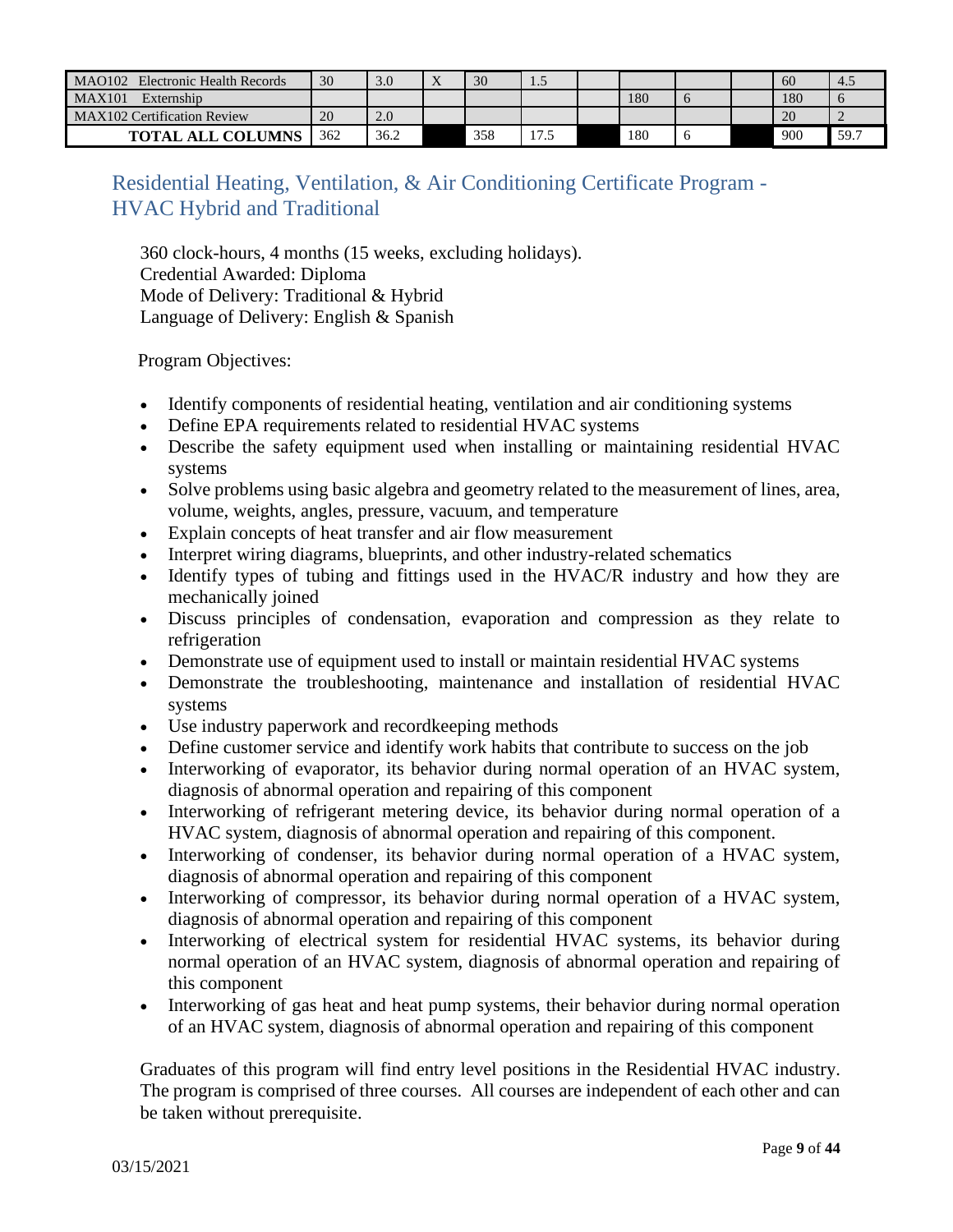| | | | | | | | | | | | |
|---|---|---|---|---|---|---|---|---|---|---|---|
| MAO102 Electronic Health Records | 30 | 3.0 | X | 30 | 1.5 | | | | | 60 | 4.5 |
| MAX101 Externship | | | | | | | 180 | 6 | | 180 | 6 |
| MAX102 Certification Review | 20 | 2.0 | | | | | | | | 20 | 2 |
| **TOTAL ALL COLUMNS** | 362 | 36.2 | | 358 | 17.5 | | 180 | 6 | | 900 | 59.7 |

## Residential Heating, Ventilation, & Air Conditioning Certificate Program - HVAC Hybrid and Traditional

360 clock-hours, 4 months (15 weeks, excluding holidays).
Credential Awarded: Diploma
Mode of Delivery: Traditional & Hybrid
Language of Delivery: English & Spanish

Program Objectives:

- Identify components of residential heating, ventilation and air conditioning systems
- Define EPA requirements related to residential HVAC systems
- Describe the safety equipment used when installing or maintaining residential HVAC systems
- Solve problems using basic algebra and geometry related to the measurement of lines, area, volume, weights, angles, pressure, vacuum, and temperature
- Explain concepts of heat transfer and air flow measurement
- Interpret wiring diagrams, blueprints, and other industry-related schematics
- Identify types of tubing and fittings used in the HVAC/R industry and how they are mechanically joined
- Discuss principles of condensation, evaporation and compression as they relate to refrigeration
- Demonstrate use of equipment used to install or maintain residential HVAC systems
- Demonstrate the troubleshooting, maintenance and installation of residential HVAC systems
- Use industry paperwork and recordkeeping methods
- Define customer service and identify work habits that contribute to success on the job
- Interworking of evaporator, its behavior during normal operation of an HVAC system, diagnosis of abnormal operation and repairing of this component
- Interworking of refrigerant metering device, its behavior during normal operation of a HVAC system, diagnosis of abnormal operation and repairing of this component.
- Interworking of condenser, its behavior during normal operation of a HVAC system, diagnosis of abnormal operation and repairing of this component
- Interworking of compressor, its behavior during normal operation of a HVAC system, diagnosis of abnormal operation and repairing of this component
- Interworking of electrical system for residential HVAC systems, its behavior during normal operation of an HVAC system, diagnosis of abnormal operation and repairing of this component
- Interworking of gas heat and heat pump systems, their behavior during normal operation of an HVAC system, diagnosis of abnormal operation and repairing of this component

Graduates of this program will find entry level positions in the Residential HVAC industry. The program is comprised of three courses. All courses are independent of each other and can be taken without prerequisite.

03/15/2021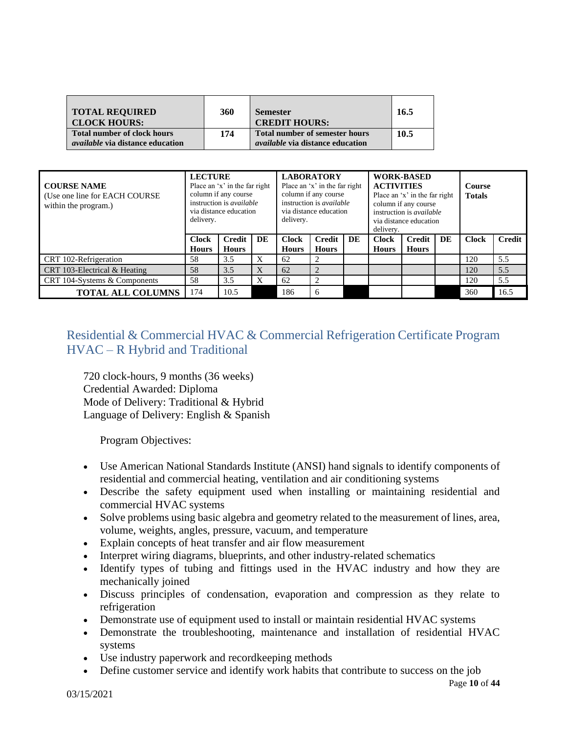| **TOTAL REQUIRED CLOCK HOURS:** | **360** | **Semester CREDIT HOURS:** | **16.5** |
|---|---|---|---|
| **Total number of clock hours *available* via distance education** | **174** | **Total number of semester hours *available* via distance education** | **10.5** |

| **COURSE NAME** (Use one line for EACH COURSE within the program.) | **LECTURE** Place an 'x' in the far right column if any course instruction is *available* via distance education delivery. | | | **LABORATORY** Place an 'x' in the far right column if any course instruction is *available* via distance education delivery. | | | **WORK-BASED ACTIVITIES** Place an 'x' in the far right column if any course instruction is *available* via distance education delivery. | | | **Course Totals** | |
|---|---|---|---|---|---|---|---|---|---|---|---|
| | **Clock Hours** | **Credit Hours** | **DE** | **Clock Hours** | **Credit Hours** | **DE** | **Clock Hours** | **Credit Hours** | **DE** | **Clock** | **Credit** |
| CRT 102-Refrigeration | 58 | 3.5 | X | 62 | 2 | | | | | 120 | 5.5 |
| CRT 103-Electrical & Heating | 58 | 3.5 | X | 62 | 2 | | | | | 120 | 5.5 |
| CRT 104-Systems & Components | 58 | 3.5 | X | 62 | 2 | | | | | 120 | 5.5 |
| **TOTAL ALL COLUMNS** | 174 | 10.5 | | 186 | 6 | | | | | 360 | 16.5 |

## Residential & Commercial HVAC & Commercial Refrigeration Certificate Program HVAC – R Hybrid and Traditional

720 clock-hours, 9 months (36 weeks)
Credential Awarded: Diploma
Mode of Delivery: Traditional & Hybrid
Language of Delivery: English & Spanish

Program Objectives:

- Use American National Standards Institute (ANSI) hand signals to identify components of residential and commercial heating, ventilation and air conditioning systems
- Describe the safety equipment used when installing or maintaining residential and commercial HVAC systems
- Solve problems using basic algebra and geometry related to the measurement of lines, area, volume, weights, angles, pressure, vacuum, and temperature
- Explain concepts of heat transfer and air flow measurement
- Interpret wiring diagrams, blueprints, and other industry-related schematics
- Identify types of tubing and fittings used in the HVAC industry and how they are mechanically joined
- Discuss principles of condensation, evaporation and compression as they relate to refrigeration
- Demonstrate use of equipment used to install or maintain residential HVAC systems
- Demonstrate the troubleshooting, maintenance and installation of residential HVAC systems
- Use industry paperwork and recordkeeping methods
- Define customer service and identify work habits that contribute to success on the job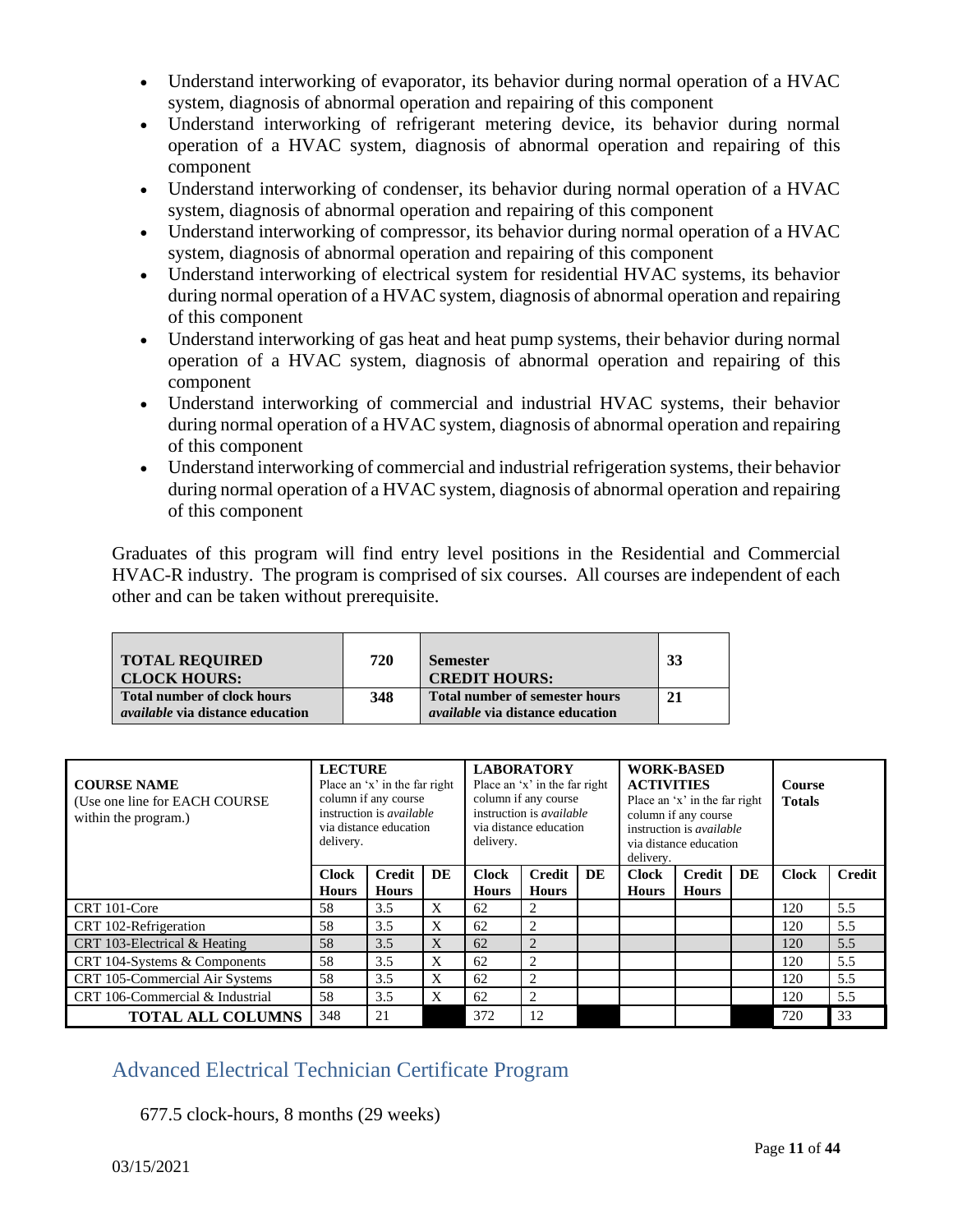- Understand interworking of evaporator, its behavior during normal operation of a HVAC system, diagnosis of abnormal operation and repairing of this component
- Understand interworking of refrigerant metering device, its behavior during normal operation of a HVAC system, diagnosis of abnormal operation and repairing of this component
- Understand interworking of condenser, its behavior during normal operation of a HVAC system, diagnosis of abnormal operation and repairing of this component
- Understand interworking of compressor, its behavior during normal operation of a HVAC system, diagnosis of abnormal operation and repairing of this component
- Understand interworking of electrical system for residential HVAC systems, its behavior during normal operation of a HVAC system, diagnosis of abnormal operation and repairing of this component
- Understand interworking of gas heat and heat pump systems, their behavior during normal operation of a HVAC system, diagnosis of abnormal operation and repairing of this component
- Understand interworking of commercial and industrial HVAC systems, their behavior during normal operation of a HVAC system, diagnosis of abnormal operation and repairing of this component
- Understand interworking of commercial and industrial refrigeration systems, their behavior during normal operation of a HVAC system, diagnosis of abnormal operation and repairing of this component

Graduates of this program will find entry level positions in the Residential and Commercial HVAC-R industry. The program is comprised of six courses. All courses are independent of each other and can be taken without prerequisite.

| **TOTAL REQUIRED CLOCK HOURS:** | **720** | **Semester CREDIT HOURS:** | **33** |
|---|---|---|---|
| **Total number of clock hours *available* via distance education** | **348** | **Total number of semester hours *available* via distance education** | **21** |

| **COURSE NAME** (Use one line for EACH COURSE within the program.) | **LECTURE** Place an 'x' in the far right column if any course instruction is *available* via distance education delivery. | | | **LABORATORY** Place an 'x' in the far right column if any course instruction is *available* via distance education delivery. | | | **WORK-BASED ACTIVITIES** Place an 'x' in the far right column if any course instruction is *available* via distance education delivery. | | | **Course Totals** | |
|---|---|---|---|---|---|---|---|---|---|---|---|
| | **Clock Hours** | **Credit Hours** | **DE** | **Clock Hours** | **Credit Hours** | **DE** | **Clock Hours** | **Credit Hours** | **DE** | **Clock** | **Credit** |
| CRT 101-Core | 58 | 3.5 | X | 62 | 2 | | | | | 120 | 5.5 |
| CRT 102-Refrigeration | 58 | 3.5 | X | 62 | 2 | | | | | 120 | 5.5 |
| CRT 103-Electrical & Heating | 58 | 3.5 | X | 62 | 2 | | | | | 120 | 5.5 |
| CRT 104-Systems & Components | 58 | 3.5 | X | 62 | 2 | | | | | 120 | 5.5 |
| CRT 105-Commercial Air Systems | 58 | 3.5 | X | 62 | 2 | | | | | 120 | 5.5 |
| CRT 106-Commercial & Industrial | 58 | 3.5 | X | 62 | 2 | | | | | 120 | 5.5 |
| **TOTAL ALL COLUMNS** | 348 | 21 | | 372 | 12 | | | | | 720 | 33 |

## Advanced Electrical Technician Certificate Program

677.5 clock-hours, 8 months (29 weeks)

03/15/2021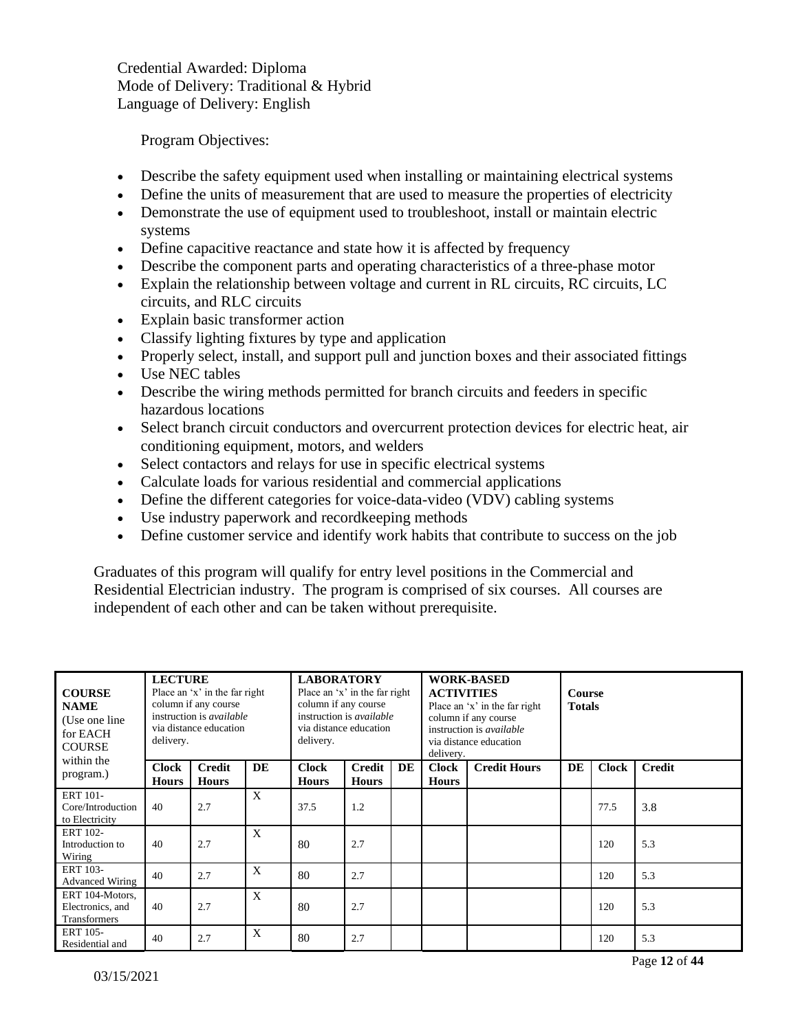Credential Awarded: Diploma
Mode of Delivery: Traditional & Hybrid
Language of Delivery: English

Program Objectives:

- Describe the safety equipment used when installing or maintaining electrical systems
- Define the units of measurement that are used to measure the properties of electricity
- Demonstrate the use of equipment used to troubleshoot, install or maintain electric systems
- Define capacitive reactance and state how it is affected by frequency
- Describe the component parts and operating characteristics of a three-phase motor
- Explain the relationship between voltage and current in RL circuits, RC circuits, LC circuits, and RLC circuits
- Explain basic transformer action
- Classify lighting fixtures by type and application
- Properly select, install, and support pull and junction boxes and their associated fittings
- Use NEC tables
- Describe the wiring methods permitted for branch circuits and feeders in specific hazardous locations
- Select branch circuit conductors and overcurrent protection devices for electric heat, air conditioning equipment, motors, and welders
- Select contactors and relays for use in specific electrical systems
- Calculate loads for various residential and commercial applications
- Define the different categories for voice-data-video (VDV) cabling systems
- Use industry paperwork and recordkeeping methods
- Define customer service and identify work habits that contribute to success on the job

Graduates of this program will qualify for entry level positions in the Commercial and Residential Electrician industry. The program is comprised of six courses. All courses are independent of each other and can be taken without prerequisite.

| COURSE NAME (Use one line for EACH COURSE within the program.) | LECTURE Place an 'x' in the far right column if any course instruction is *available* via distance education delivery. | | | LABORATORY Place an 'x' in the far right column if any course instruction is *available* via distance education delivery. | | | WORK-BASED ACTIVITIES Place an 'x' in the far right column if any course instruction is *available* via distance education delivery. | | | Course Totals | |
|---|---|---|---|---|---|---|---|---|---|---|---|
| | Clock Hours | Credit Hours | DE | Clock Hours | Credit Hours | DE | Clock Hours | Credit Hours | DE | Clock | Credit |
| ERT 101- Core/Introduction to Electricity | 40 | 2.7 | X | 37.5 | 1.2 | | | | | 77.5 | 3.8 |
| ERT 102- Introduction to Wiring | 40 | 2.7 | X | 80 | 2.7 | | | | | 120 | 5.3 |
| ERT 103- Advanced Wiring | 40 | 2.7 | X | 80 | 2.7 | | | | | 120 | 5.3 |
| ERT 104-Motors, Electronics, and Transformers | 40 | 2.7 | X | 80 | 2.7 | | | | | 120 | 5.3 |
| ERT 105- Residential and | 40 | 2.7 | X | 80 | 2.7 | | | | | 120 | 5.3 |

03/15/2021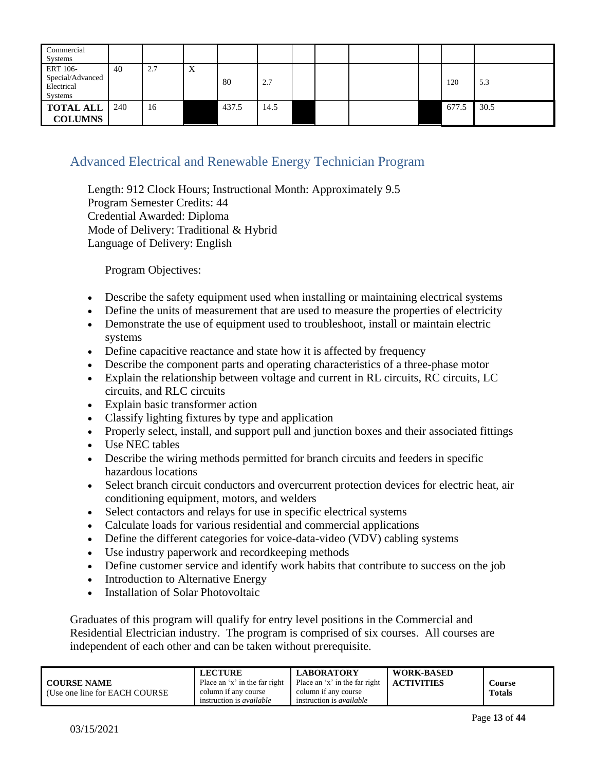| | | | | | | | | | | | |
|---|---|---|---|---|---|---|---|---|---|---|---|
| Commercial Systems | | | | | | | | | | | |
| ERT 106- Special/Advanced Electrical Systems | 40 | 2.7 | X | 80 | 2.7 | | | | | 120 | 5.3 |
| **TOTAL ALL COLUMNS** | 240 | 16 | | 437.5 | 14.5 | | | | | 677.5 | 30.5 |

## Advanced Electrical and Renewable Energy Technician Program

Length: 912 Clock Hours; Instructional Month: Approximately 9.5
Program Semester Credits: 44
Credential Awarded: Diploma
Mode of Delivery: Traditional & Hybrid
Language of Delivery: English

Program Objectives:

- Describe the safety equipment used when installing or maintaining electrical systems
- Define the units of measurement that are used to measure the properties of electricity
- Demonstrate the use of equipment used to troubleshoot, install or maintain electric systems
- Define capacitive reactance and state how it is affected by frequency
- Describe the component parts and operating characteristics of a three-phase motor
- Explain the relationship between voltage and current in RL circuits, RC circuits, LC circuits, and RLC circuits
- Explain basic transformer action
- Classify lighting fixtures by type and application
- Properly select, install, and support pull and junction boxes and their associated fittings
- Use NEC tables
- Describe the wiring methods permitted for branch circuits and feeders in specific hazardous locations
- Select branch circuit conductors and overcurrent protection devices for electric heat, air conditioning equipment, motors, and welders
- Select contactors and relays for use in specific electrical systems
- Calculate loads for various residential and commercial applications
- Define the different categories for voice-data-video (VDV) cabling systems
- Use industry paperwork and recordkeeping methods
- Define customer service and identify work habits that contribute to success on the job
- Introduction to Alternative Energy
- Installation of Solar Photovoltaic

Graduates of this program will qualify for entry level positions in the Commercial and Residential Electrician industry. The program is comprised of six courses. All courses are independent of each other and can be taken without prerequisite.

| **COURSE NAME** (Use one line for EACH COURSE | **LECTURE** Place an 'x' in the far right column if any course instruction is *available* | **LABORATORY** Place an 'x' in the far right column if any course instruction is *available* | **WORK-BASED ACTIVITIES** | **Course Totals** |
|---|---|---|---|---|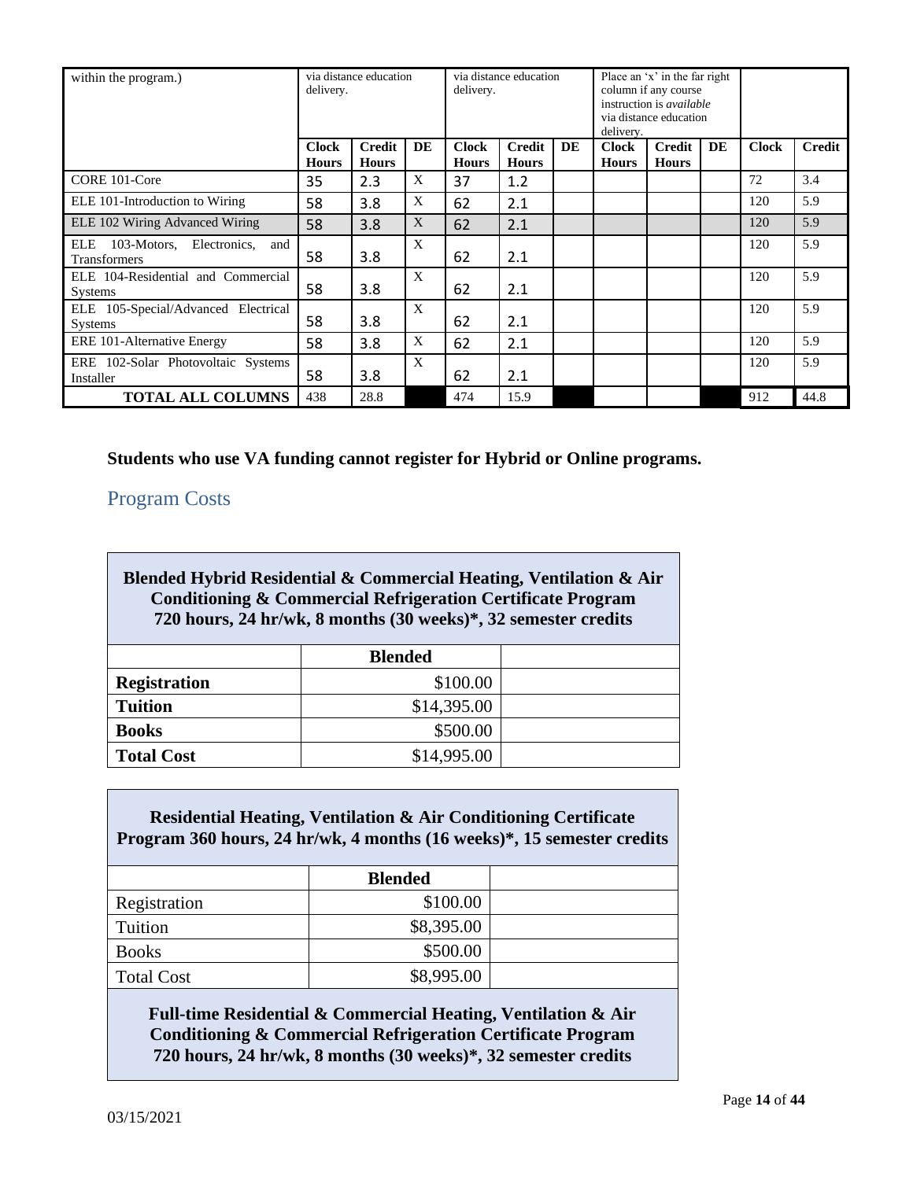| within the program.) | via distance education delivery. | | | via distance education delivery. | | | Place an 'x' in the far right column if any course instruction is *available* via distance education delivery. | | | | |
|---|---|---|---|---|---|---|---|---|---|---|---|
| | **Clock Hours** | **Credit Hours** | **DE** | **Clock Hours** | **Credit Hours** | **DE** | **Clock Hours** | **Credit Hours** | **DE** | **Clock** | **Credit** |
| CORE 101-Core | 35 | 2.3 | X | 37 | 1.2 | | | | | 72 | 3.4 |
| ELE 101-Introduction to Wiring | 58 | 3.8 | X | 62 | 2.1 | | | | | 120 | 5.9 |
| ELE 102 Wiring Advanced Wiring | 58 | 3.8 | X | 62 | 2.1 | | | | | 120 | 5.9 |
| ELE 103-Motors, Electronics, and Transformers | 58 | 3.8 | X | 62 | 2.1 | | | | | 120 | 5.9 |
| ELE 104-Residential and Commercial Systems | 58 | 3.8 | X | 62 | 2.1 | | | | | 120 | 5.9 |
| ELE 105-Special/Advanced Electrical Systems | 58 | 3.8 | X | 62 | 2.1 | | | | | 120 | 5.9 |
| ERE 101-Alternative Energy | 58 | 3.8 | X | 62 | 2.1 | | | | | 120 | 5.9 |
| ERE 102-Solar Photovoltaic Systems Installer | 58 | 3.8 | X | 62 | 2.1 | | | | | 120 | 5.9 |
| **TOTAL ALL COLUMNS** | 438 | 28.8 | | 474 | 15.9 | | | | | 912 | 44.8 |

**Students who use VA funding cannot register for Hybrid or Online programs.**

## Program Costs

| **Blended Hybrid Residential & Commercial Heating, Ventilation & Air Conditioning & Commercial Refrigeration Certificate Program 720 hours, 24 hr/wk, 8 months (30 weeks)\*, 32 semester credits** | | |
|---|---|---|
| | **Blended** | |
| **Registration** | $100.00 | |
| **Tuition** | $14,395.00 | |
| **Books** | $500.00 | |
| **Total Cost** | $14,995.00 | |

| **Residential Heating, Ventilation & Air Conditioning Certificate Program 360 hours, 24 hr/wk, 4 months (16 weeks)\*, 15 semester credits** | | |
|---|---|---|
| | **Blended** | |
| Registration | $100.00 | |
| Tuition | $8,395.00 | |
| Books | $500.00 | |
| Total Cost | $8,995.00 | |

**Full-time Residential & Commercial Heating, Ventilation & Air Conditioning & Commercial Refrigeration Certificate Program 720 hours, 24 hr/wk, 8 months (30 weeks)\*, 32 semester credits**

03/15/2021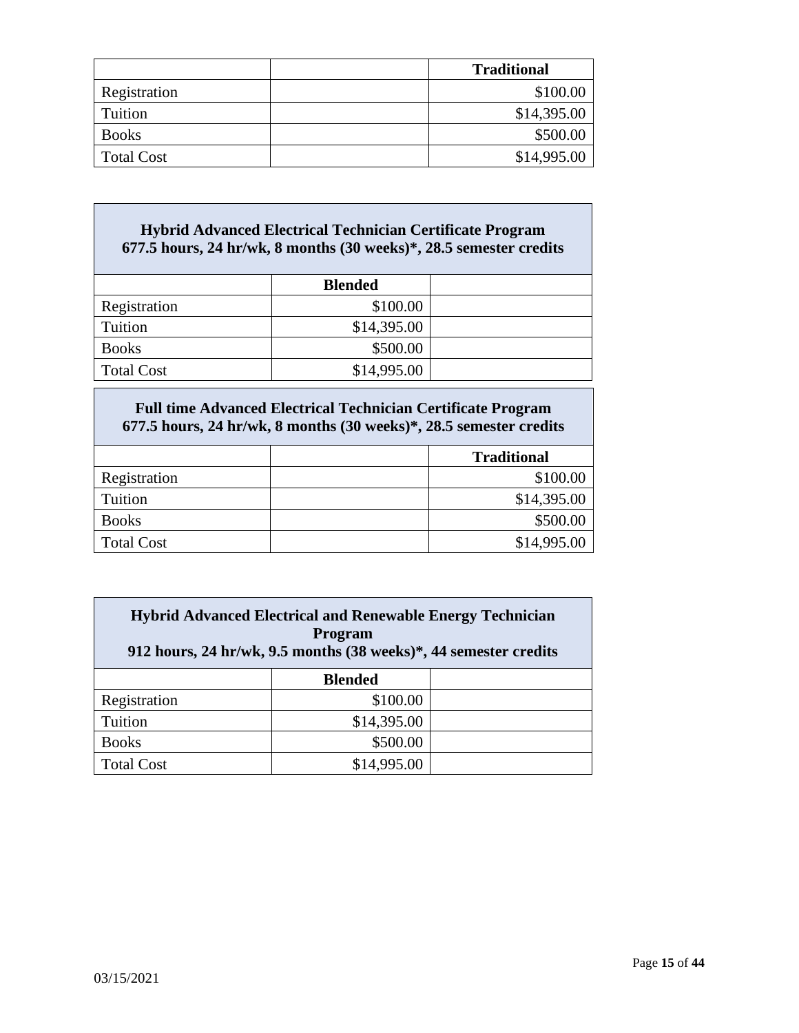| | | Traditional |
| --- | --- | --- |
| Registration | | $100.00 |
| Tuition | | $14,395.00 |
| Books | | $500.00 |
| Total Cost | | $14,995.00 |

**Hybrid Advanced Electrical Technician Certificate Program**
**677.5 hours, 24 hr/wk, 8 months (30 weeks)*, 28.5 semester credits**

| | Blended | |
| --- | --- | --- |
| Registration | $100.00 | |
| Tuition | $14,395.00 | |
| Books | $500.00 | |
| Total Cost | $14,995.00 | |

**Full time Advanced Electrical Technician Certificate Program**
**677.5 hours, 24 hr/wk, 8 months (30 weeks)*, 28.5 semester credits**

| | | Traditional |
| --- | --- | --- |
| Registration | | $100.00 |
| Tuition | | $14,395.00 |
| Books | | $500.00 |
| Total Cost | | $14,995.00 |

**Hybrid Advanced Electrical and Renewable Energy Technician Program**
**912 hours, 24 hr/wk, 9.5 months (38 weeks)*, 44 semester credits**

| | Blended | |
| --- | --- | --- |
| Registration | $100.00 | |
| Tuition | $14,395.00 | |
| Books | $500.00 | |
| Total Cost | $14,995.00 | |

03/15/2021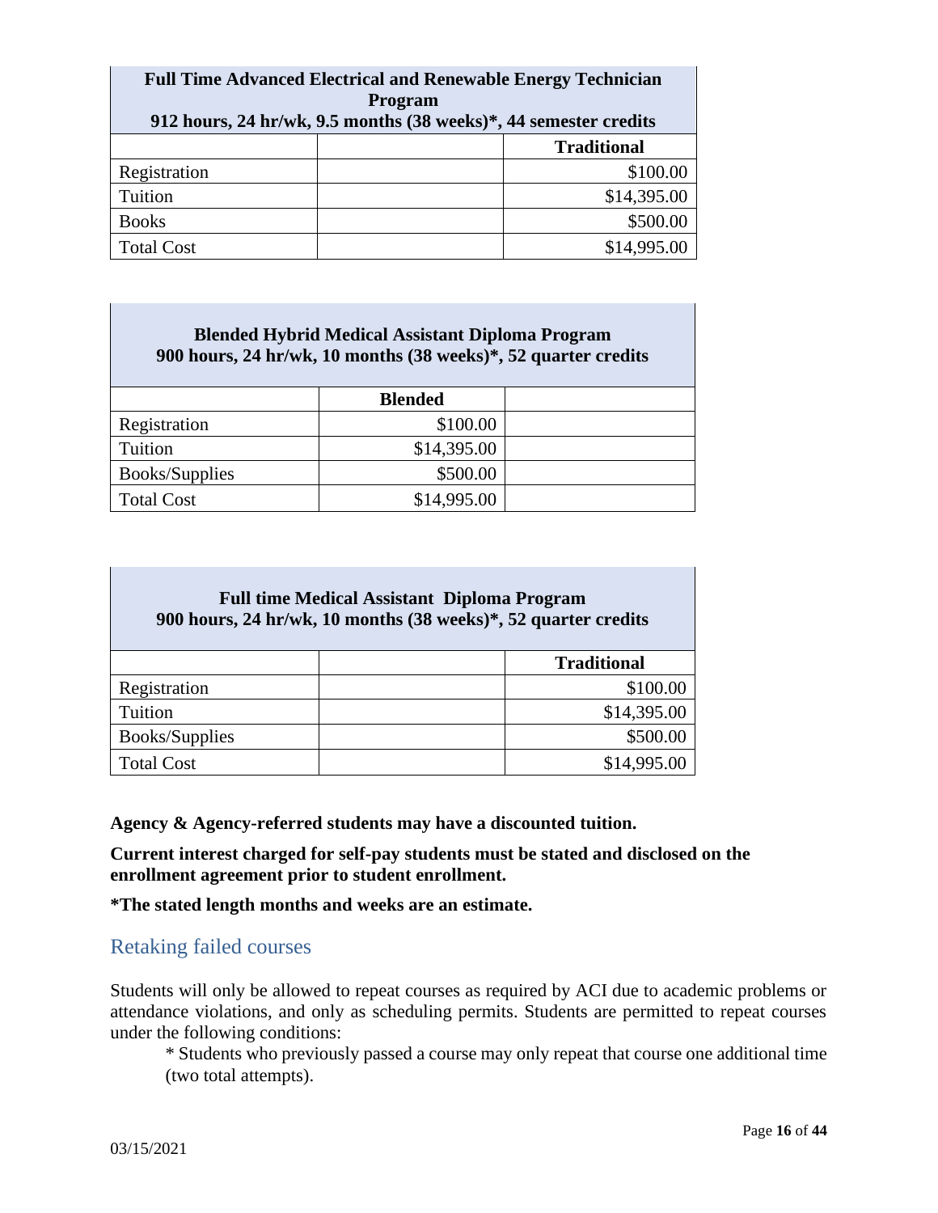| Full Time Advanced Electrical and Renewable Energy Technician Program<br>912 hours, 24 hr/wk, 9.5 months (38 weeks)*, 44 semester credits | | |
|---|---|---|
| | | **Traditional** |
| Registration | | $100.00 |
| Tuition | | $14,395.00 |
| Books | | $500.00 |
| Total Cost | | $14,995.00 |

| Blended Hybrid Medical Assistant Diploma Program<br>900 hours, 24 hr/wk, 10 months (38 weeks)*, 52 quarter credits | | |
|---|---|---|
| | **Blended** | |
| Registration | $100.00 | |
| Tuition | $14,395.00 | |
| Books/Supplies | $500.00 | |
| Total Cost | $14,995.00 | |

| Full time Medical Assistant Diploma Program<br>900 hours, 24 hr/wk, 10 months (38 weeks)*, 52 quarter credits | | |
|---|---|---|
| | | **Traditional** |
| Registration | | $100.00 |
| Tuition | | $14,395.00 |
| Books/Supplies | | $500.00 |
| Total Cost | | $14,995.00 |

**Agency & Agency-referred students may have a discounted tuition.**

**Current interest charged for self-pay students must be stated and disclosed on the enrollment agreement prior to student enrollment.**

**\*The stated length months and weeks are an estimate.**

## Retaking failed courses

Students will only be allowed to repeat courses as required by ACI due to academic problems or attendance violations, and only as scheduling permits. Students are permitted to repeat courses under the following conditions:

* Students who previously passed a course may only repeat that course one additional time (two total attempts).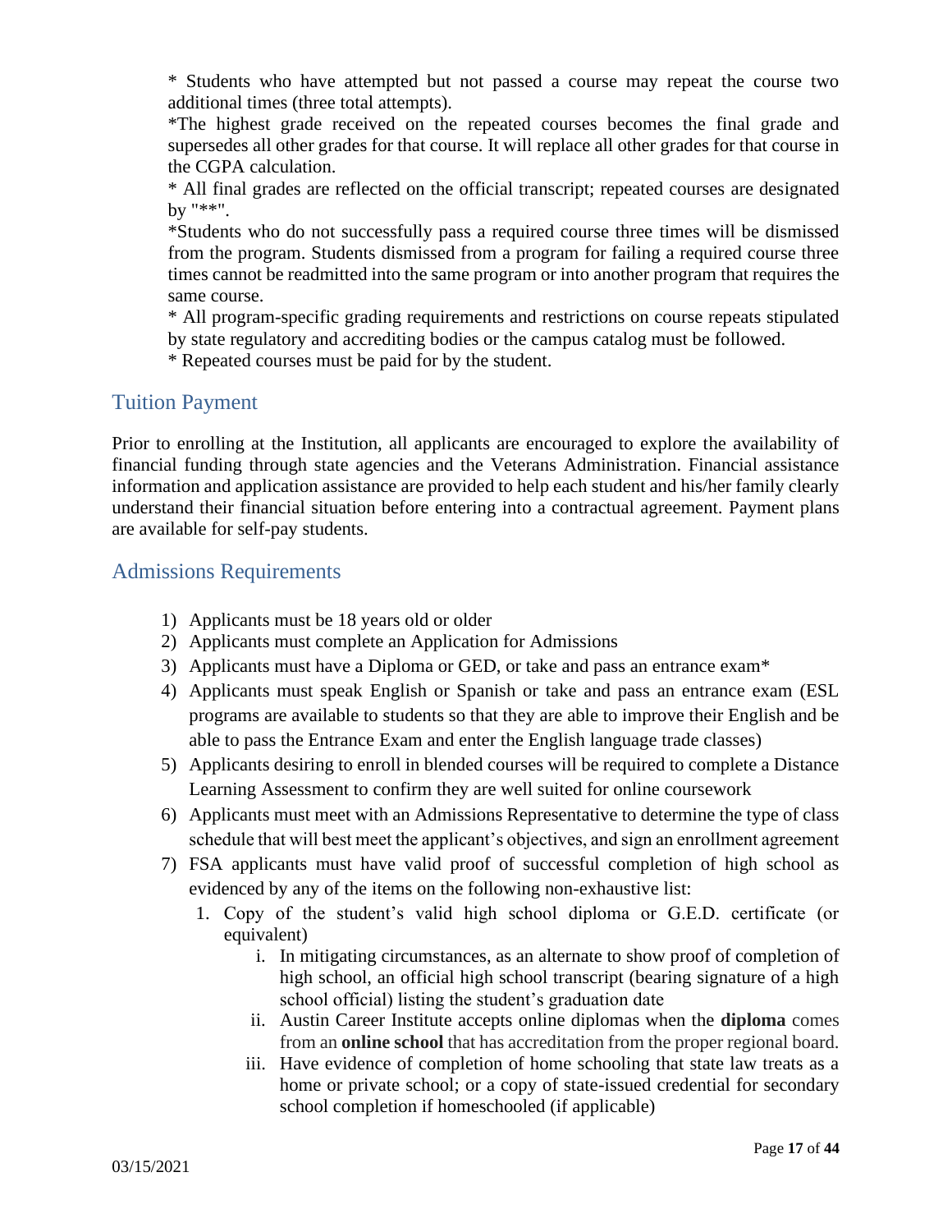* Students who have attempted but not passed a course may repeat the course two additional times (three total attempts).

*The highest grade received on the repeated courses becomes the final grade and supersedes all other grades for that course. It will replace all other grades for that course in the CGPA calculation.

* All final grades are reflected on the official transcript; repeated courses are designated by "**".

*Students who do not successfully pass a required course three times will be dismissed from the program. Students dismissed from a program for failing a required course three times cannot be readmitted into the same program or into another program that requires the same course.

* All program-specific grading requirements and restrictions on course repeats stipulated by state regulatory and accrediting bodies or the campus catalog must be followed.

* Repeated courses must be paid for by the student.

## Tuition Payment

Prior to enrolling at the Institution, all applicants are encouraged to explore the availability of financial funding through state agencies and the Veterans Administration. Financial assistance information and application assistance are provided to help each student and his/her family clearly understand their financial situation before entering into a contractual agreement. Payment plans are available for self-pay students.

## Admissions Requirements

1) Applicants must be 18 years old or older
2) Applicants must complete an Application for Admissions
3) Applicants must have a Diploma or GED, or take and pass an entrance exam*
4) Applicants must speak English or Spanish or take and pass an entrance exam (ESL programs are available to students so that they are able to improve their English and be able to pass the Entrance Exam and enter the English language trade classes)
5) Applicants desiring to enroll in blended courses will be required to complete a Distance Learning Assessment to confirm they are well suited for online coursework
6) Applicants must meet with an Admissions Representative to determine the type of class schedule that will best meet the applicant's objectives, and sign an enrollment agreement
7) FSA applicants must have valid proof of successful completion of high school as evidenced by any of the items on the following non-exhaustive list:
    1. Copy of the student's valid high school diploma or G.E.D. certificate (or equivalent)
        i. In mitigating circumstances, as an alternate to show proof of completion of high school, an official high school transcript (bearing signature of a high school official) listing the student's graduation date
        ii. Austin Career Institute accepts online diplomas when the **diploma** comes from an **online school** that has accreditation from the proper regional board.
        iii. Have evidence of completion of home schooling that state law treats as a home or private school; or a copy of state-issued credential for secondary school completion if homeschooled (if applicable)

03/15/2021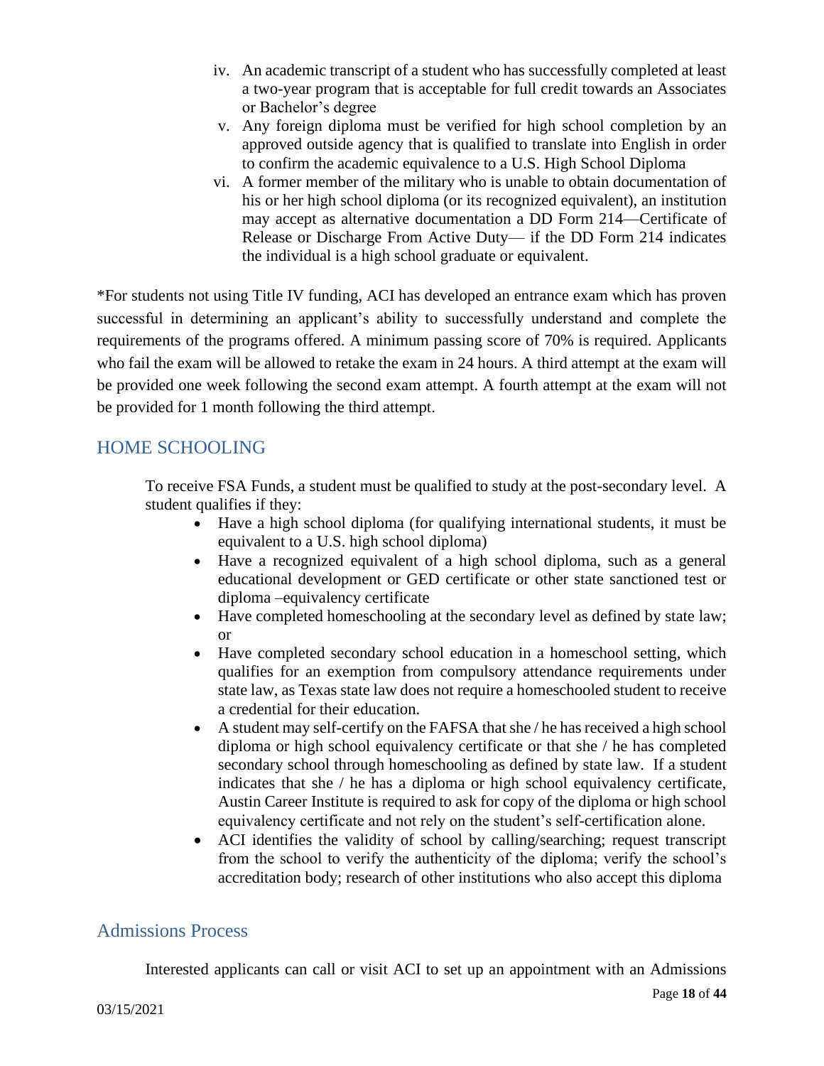iv. An academic transcript of a student who has successfully completed at least a two-year program that is acceptable for full credit towards an Associates or Bachelor's degree

v. Any foreign diploma must be verified for high school completion by an approved outside agency that is qualified to translate into English in order to confirm the academic equivalence to a U.S. High School Diploma

vi. A former member of the military who is unable to obtain documentation of his or her high school diploma (or its recognized equivalent), an institution may accept as alternative documentation a DD Form 214—Certificate of Release or Discharge From Active Duty— if the DD Form 214 indicates the individual is a high school graduate or equivalent.

*For students not using Title IV funding, ACI has developed an entrance exam which has proven successful in determining an applicant's ability to successfully understand and complete the requirements of the programs offered. A minimum passing score of 70% is required. Applicants who fail the exam will be allowed to retake the exam in 24 hours. A third attempt at the exam will be provided one week following the second exam attempt. A fourth attempt at the exam will not be provided for 1 month following the third attempt.

## HOME SCHOOLING

To receive FSA Funds, a student must be qualified to study at the post-secondary level. A student qualifies if they:

- Have a high school diploma (for qualifying international students, it must be equivalent to a U.S. high school diploma)
- Have a recognized equivalent of a high school diploma, such as a general educational development or GED certificate or other state sanctioned test or diploma –equivalency certificate
- Have completed homeschooling at the secondary level as defined by state law; or
- Have completed secondary school education in a homeschool setting, which qualifies for an exemption from compulsory attendance requirements under state law, as Texas state law does not require a homeschooled student to receive a credential for their education.
- A student may self-certify on the FAFSA that she / he has received a high school diploma or high school equivalency certificate or that she / he has completed secondary school through homeschooling as defined by state law. If a student indicates that she / he has a diploma or high school equivalency certificate, Austin Career Institute is required to ask for copy of the diploma or high school equivalency certificate and not rely on the student's self-certification alone.
- ACI identifies the validity of school by calling/searching; request transcript from the school to verify the authenticity of the diploma; verify the school's accreditation body; research of other institutions who also accept this diploma

## Admissions Process

Interested applicants can call or visit ACI to set up an appointment with an Admissions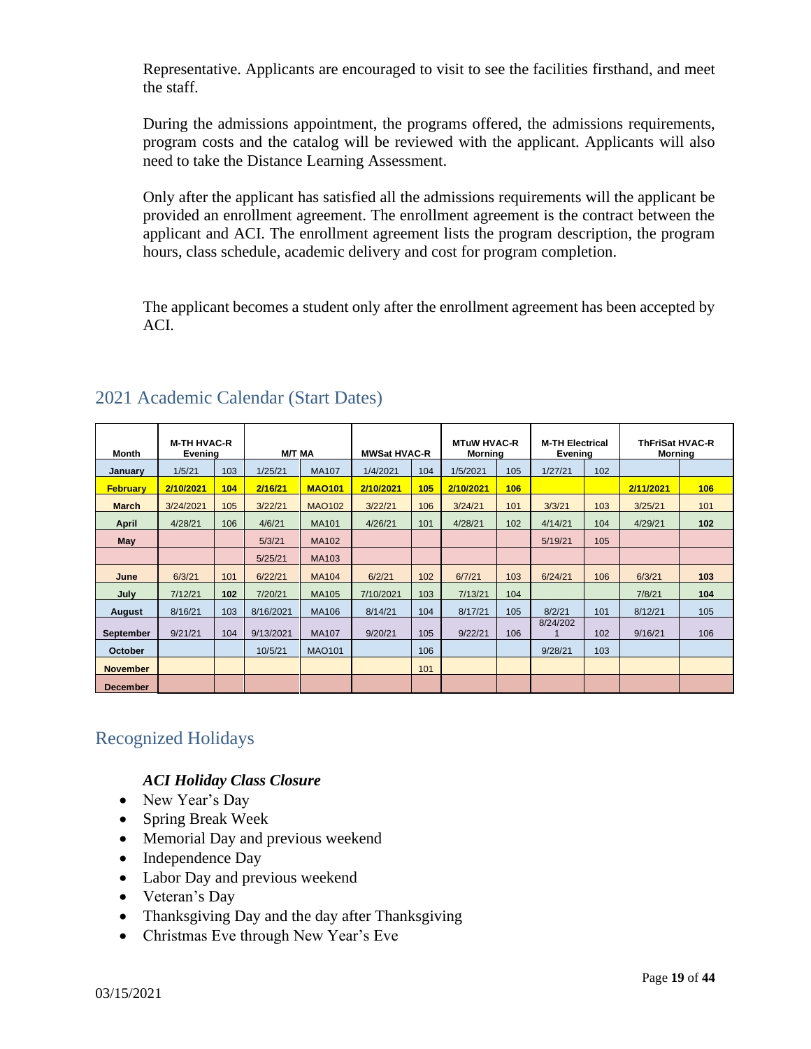Representative. Applicants are encouraged to visit to see the facilities firsthand, and meet the staff.

During the admissions appointment, the programs offered, the admissions requirements, program costs and the catalog will be reviewed with the applicant. Applicants will also need to take the Distance Learning Assessment.

Only after the applicant has satisfied all the admissions requirements will the applicant be provided an enrollment agreement. The enrollment agreement is the contract between the applicant and ACI. The enrollment agreement lists the program description, the program hours, class schedule, academic delivery and cost for program completion.

The applicant becomes a student only after the enrollment agreement has been accepted by ACI.

## 2021 Academic Calendar (Start Dates)

| Month | M-TH HVAC-R Evening | | M/T MA | | MWSat HVAC-R | | MTuW HVAC-R Morning | | M-TH Electrical Evening | | ThFriSat HVAC-R Morning | |
|---|---|---|---|---|---|---|---|---|---|---|---|---|
| **January** | 1/5/21 | 103 | 1/25/21 | MA107 | 1/4/2021 | 104 | 1/5/2021 | 105 | 1/27/21 | 102 | | |
| **February** | **2/10/2021** | **104** | **2/16/21** | **MAO101** | **2/10/2021** | **105** | **2/10/2021** | **106** | | | **2/11/2021** | **106** |
| **March** | 3/24/2021 | 105 | 3/22/21 | MAO102 | 3/22/21 | 106 | 3/24/21 | 101 | 3/3/21 | 103 | 3/25/21 | 101 |
| **April** | 4/28/21 | 106 | 4/6/21 | MA101 | 4/26/21 | 101 | 4/28/21 | 102 | 4/14/21 | 104 | 4/29/21 | **102** |
| **May** | | | 5/3/21 | MA102 | | | | | 5/19/21 | 105 | | |
| | | | 5/25/21 | MA103 | | | | | | | | |
| **June** | 6/3/21 | 101 | 6/22/21 | MA104 | 6/2/21 | 102 | 6/7/21 | 103 | 6/24/21 | 106 | 6/3/21 | **103** |
| **July** | 7/12/21 | **102** | 7/20/21 | MA105 | 7/10/2021 | 103 | 7/13/21 | 104 | | | 7/8/21 | **104** |
| **August** | 8/16/21 | 103 | 8/16/2021 | MA106 | 8/14/21 | 104 | 8/17/21 | 105 | 8/2/21 | 101 | 8/12/21 | 105 |
| **September** | 9/21/21 | 104 | 9/13/2021 | MA107 | 9/20/21 | 105 | 9/22/21 | 106 | 8/24/2021 | 102 | 9/16/21 | 106 |
| **October** | | | 10/5/21 | MAO101 | | 106 | | | 9/28/21 | 103 | | |
| **November** | | | | | | 101 | | | | | | |
| **December** | | | | | | | | | | | | |

## Recognized Holidays

***ACI Holiday Class Closure***

- New Year's Day
- Spring Break Week
- Memorial Day and previous weekend
- Independence Day
- Labor Day and previous weekend
- Veteran's Day
- Thanksgiving Day and the day after Thanksgiving
- Christmas Eve through New Year's Eve

03/15/2021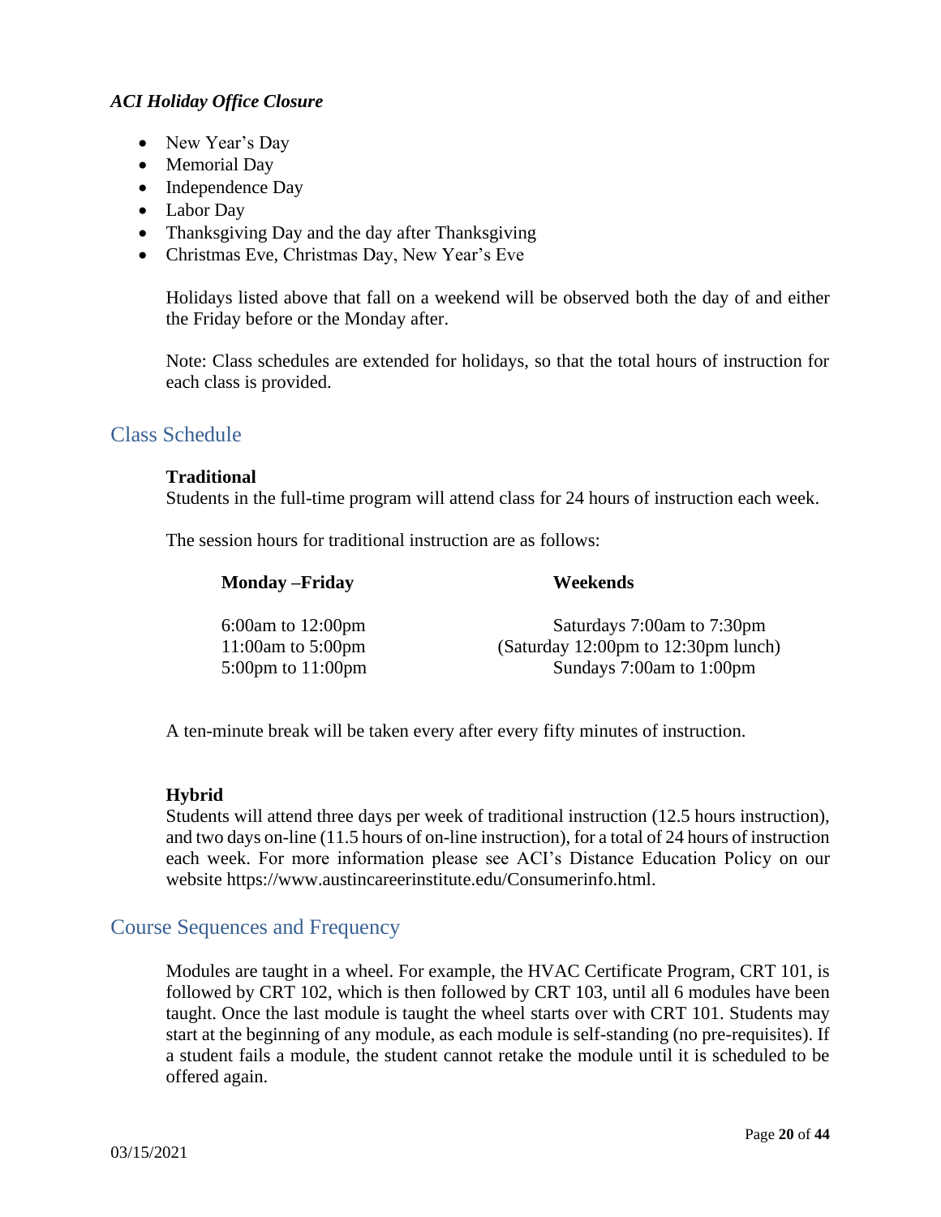***ACI Holiday Office Closure***

- New Year's Day
- Memorial Day
- Independence Day
- Labor Day
- Thanksgiving Day and the day after Thanksgiving
- Christmas Eve, Christmas Day, New Year's Eve

Holidays listed above that fall on a weekend will be observed both the day of and either the Friday before or the Monday after.

Note: Class schedules are extended for holidays, so that the total hours of instruction for each class is provided.

## Class Schedule

**Traditional**

Students in the full-time program will attend class for 24 hours of instruction each week.

The session hours for traditional instruction are as follows:

| **Monday –Friday** | **Weekends** |
|---|---|
| 6:00am to 12:00pm | Saturdays 7:00am to 7:30pm |
| 11:00am to 5:00pm | (Saturday 12:00pm to 12:30pm lunch) |
| 5:00pm to 11:00pm | Sundays 7:00am to 1:00pm |

A ten-minute break will be taken every after every fifty minutes of instruction.

**Hybrid**

Students will attend three days per week of traditional instruction (12.5 hours instruction), and two days on-line (11.5 hours of on-line instruction), for a total of 24 hours of instruction each week. For more information please see ACI's Distance Education Policy on our website https://www.austincareerinstitute.edu/Consumerinfo.html.

## Course Sequences and Frequency

Modules are taught in a wheel. For example, the HVAC Certificate Program, CRT 101, is followed by CRT 102, which is then followed by CRT 103, until all 6 modules have been taught. Once the last module is taught the wheel starts over with CRT 101. Students may start at the beginning of any module, as each module is self-standing (no pre-requisites). If a student fails a module, the student cannot retake the module until it is scheduled to be offered again.

03/15/2021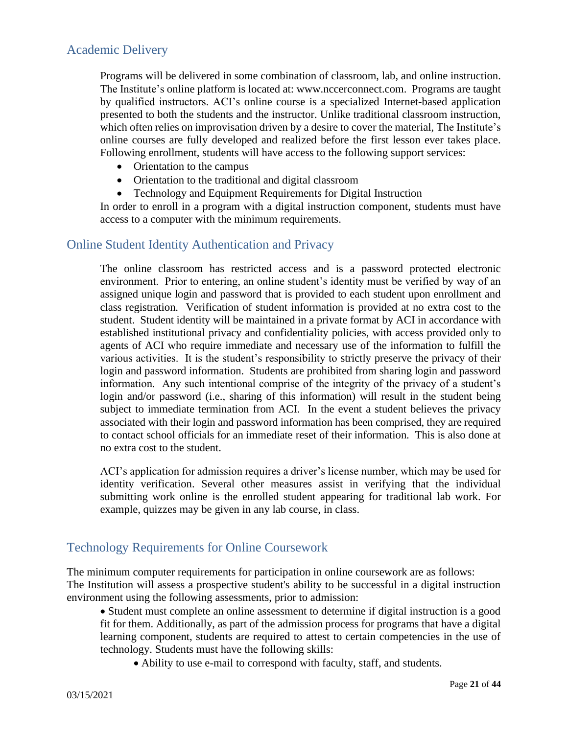## Academic Delivery

Programs will be delivered in some combination of classroom, lab, and online instruction. The Institute's online platform is located at: www.nccerconnect.com. Programs are taught by qualified instructors. ACI's online course is a specialized Internet-based application presented to both the students and the instructor. Unlike traditional classroom instruction, which often relies on improvisation driven by a desire to cover the material, The Institute's online courses are fully developed and realized before the first lesson ever takes place. Following enrollment, students will have access to the following support services:

- Orientation to the campus
- Orientation to the traditional and digital classroom
- Technology and Equipment Requirements for Digital Instruction

In order to enroll in a program with a digital instruction component, students must have access to a computer with the minimum requirements.

## Online Student Identity Authentication and Privacy

The online classroom has restricted access and is a password protected electronic environment. Prior to entering, an online student's identity must be verified by way of an assigned unique login and password that is provided to each student upon enrollment and class registration. Verification of student information is provided at no extra cost to the student. Student identity will be maintained in a private format by ACI in accordance with established institutional privacy and confidentiality policies, with access provided only to agents of ACI who require immediate and necessary use of the information to fulfill the various activities. It is the student's responsibility to strictly preserve the privacy of their login and password information. Students are prohibited from sharing login and password information. Any such intentional comprise of the integrity of the privacy of a student's login and/or password (i.e., sharing of this information) will result in the student being subject to immediate termination from ACI. In the event a student believes the privacy associated with their login and password information has been comprised, they are required to contact school officials for an immediate reset of their information. This is also done at no extra cost to the student.

ACI's application for admission requires a driver's license number, which may be used for identity verification. Several other measures assist in verifying that the individual submitting work online is the enrolled student appearing for traditional lab work. For example, quizzes may be given in any lab course, in class.

## Technology Requirements for Online Coursework

The minimum computer requirements for participation in online coursework are as follows:
The Institution will assess a prospective student's ability to be successful in a digital instruction environment using the following assessments, prior to admission:

- Student must complete an online assessment to determine if digital instruction is a good fit for them. Additionally, as part of the admission process for programs that have a digital learning component, students are required to attest to certain competencies in the use of technology. Students must have the following skills:
  - Ability to use e-mail to correspond with faculty, staff, and students.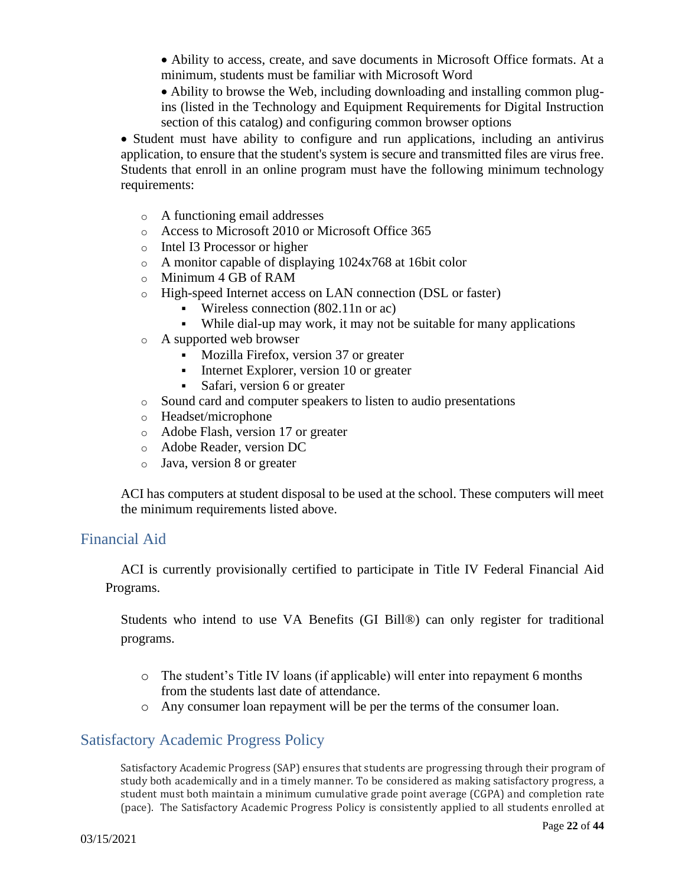- Ability to access, create, and save documents in Microsoft Office formats. At a minimum, students must be familiar with Microsoft Word
- Ability to browse the Web, including downloading and installing common plug-ins (listed in the Technology and Equipment Requirements for Digital Instruction section of this catalog) and configuring common browser options

- Student must have ability to configure and run applications, including an antivirus application, to ensure that the student's system is secure and transmitted files are virus free. Students that enroll in an online program must have the following minimum technology requirements:

  - A functioning email addresses
  - Access to Microsoft 2010 or Microsoft Office 365
  - Intel I3 Processor or higher
  - A monitor capable of displaying 1024x768 at 16bit color
  - Minimum 4 GB of RAM
  - High-speed Internet access on LAN connection (DSL or faster)
    - Wireless connection (802.11n or ac)
    - While dial-up may work, it may not be suitable for many applications
  - A supported web browser
    - Mozilla Firefox, version 37 or greater
    - Internet Explorer, version 10 or greater
    - Safari, version 6 or greater
  - Sound card and computer speakers to listen to audio presentations
  - Headset/microphone
  - Adobe Flash, version 17 or greater
  - Adobe Reader, version DC
  - Java, version 8 or greater

ACI has computers at student disposal to be used at the school. These computers will meet the minimum requirements listed above.

## Financial Aid

ACI is currently provisionally certified to participate in Title IV Federal Financial Aid Programs.

Students who intend to use VA Benefits (GI Bill®) can only register for traditional programs.

- The student's Title IV loans (if applicable) will enter into repayment 6 months from the students last date of attendance.
- Any consumer loan repayment will be per the terms of the consumer loan.

## Satisfactory Academic Progress Policy

Satisfactory Academic Progress (SAP) ensures that students are progressing through their program of study both academically and in a timely manner. To be considered as making satisfactory progress, a student must both maintain a minimum cumulative grade point average (CGPA) and completion rate (pace). The Satisfactory Academic Progress Policy is consistently applied to all students enrolled at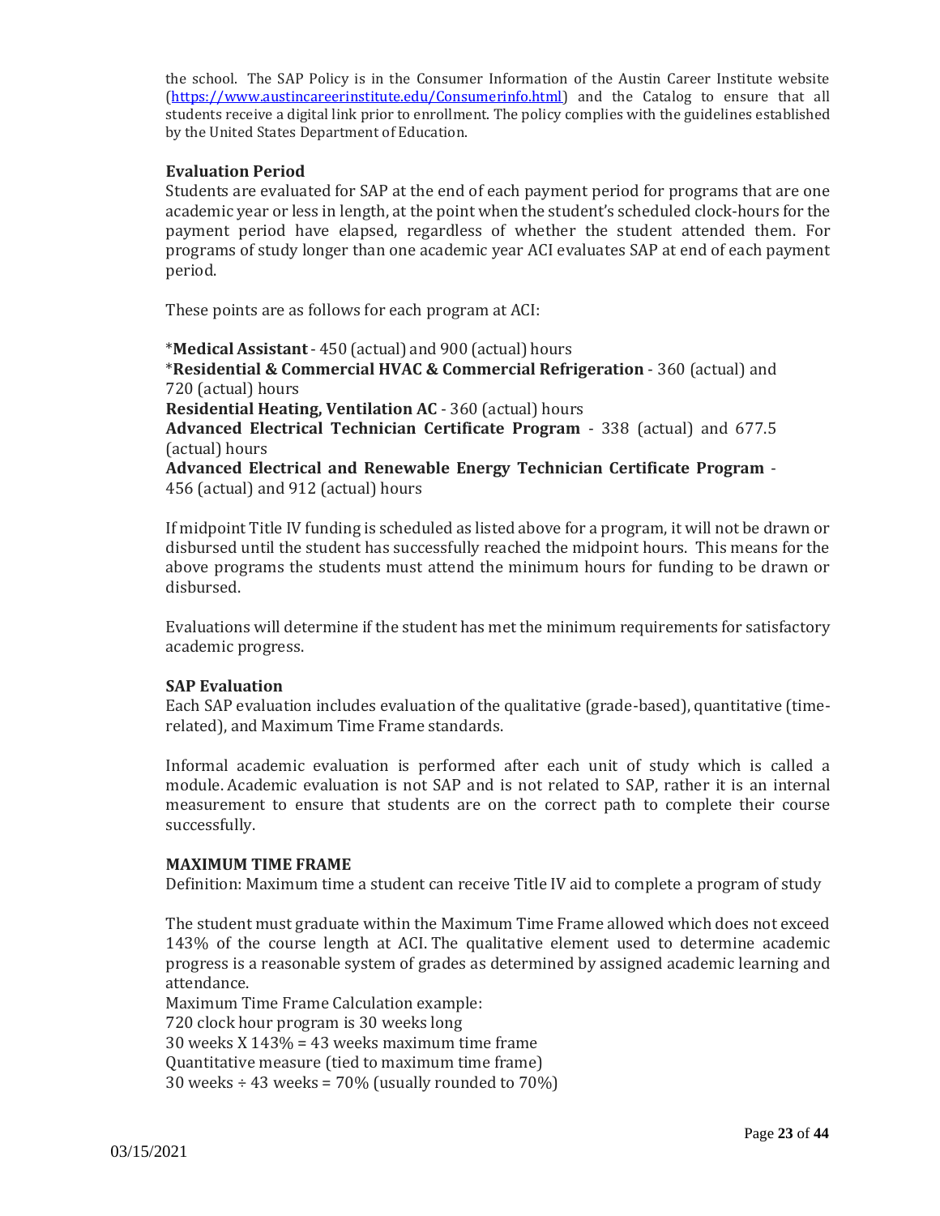the school. The SAP Policy is in the Consumer Information of the Austin Career Institute website ([https://www.austincareerinstitute.edu/Consumerinfo.html](https://www.austincareerinstitute.edu/Consumerinfo.html)) and the Catalog to ensure that all students receive a digital link prior to enrollment. The policy complies with the guidelines established by the United States Department of Education.

**Evaluation Period**

Students are evaluated for SAP at the end of each payment period for programs that are one academic year or less in length, at the point when the student's scheduled clock-hours for the payment period have elapsed, regardless of whether the student attended them. For programs of study longer than one academic year ACI evaluates SAP at end of each payment period.

These points are as follows for each program at ACI:

*__Medical Assistant__ - 450 (actual) and 900 (actual) hours
*__Residential & Commercial HVAC & Commercial Refrigeration__ - 360 (actual) and 720 (actual) hours
**Residential Heating, Ventilation AC** - 360 (actual) hours
**Advanced Electrical Technician Certificate Program** - 338 (actual) and 677.5 (actual) hours
**Advanced Electrical and Renewable Energy Technician Certificate Program** - 456 (actual) and 912 (actual) hours

If midpoint Title IV funding is scheduled as listed above for a program, it will not be drawn or disbursed until the student has successfully reached the midpoint hours. This means for the above programs the students must attend the minimum hours for funding to be drawn or disbursed.

Evaluations will determine if the student has met the minimum requirements for satisfactory academic progress.

**SAP Evaluation**

Each SAP evaluation includes evaluation of the qualitative (grade-based), quantitative (time-related), and Maximum Time Frame standards.

Informal academic evaluation is performed after each unit of study which is called a module. Academic evaluation is not SAP and is not related to SAP, rather it is an internal measurement to ensure that students are on the correct path to complete their course successfully.

**MAXIMUM TIME FRAME**

Definition: Maximum time a student can receive Title IV aid to complete a program of study

The student must graduate within the Maximum Time Frame allowed which does not exceed 143% of the course length at ACI. The qualitative element used to determine academic progress is a reasonable system of grades as determined by assigned academic learning and attendance.

Maximum Time Frame Calculation example:
720 clock hour program is 30 weeks long
30 weeks X 143% = 43 weeks maximum time frame
Quantitative measure (tied to maximum time frame)
30 weeks ÷ 43 weeks = 70% (usually rounded to 70%)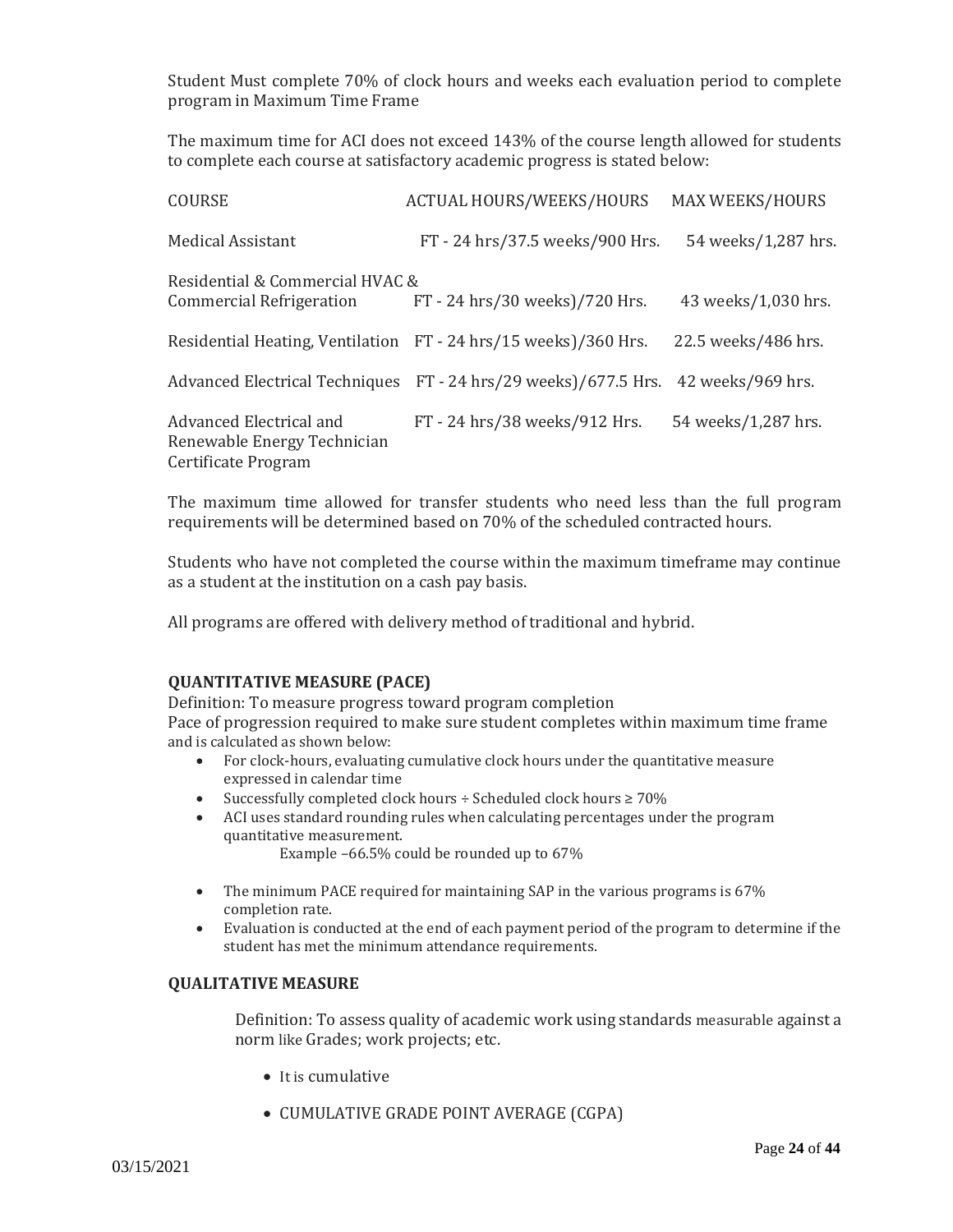Student Must complete 70% of clock hours and weeks each evaluation period to complete program in Maximum Time Frame

The maximum time for ACI does not exceed 143% of the course length allowed for students to complete each course at satisfactory academic progress is stated below:

| COURSE | ACTUAL HOURS/WEEKS/HOURS | MAX WEEKS/HOURS |
|---|---|---|
| Medical Assistant | FT - 24 hrs/37.5 weeks/900 Hrs. | 54 weeks/1,287 hrs. |
| Residential & Commercial HVAC & Commercial Refrigeration | FT - 24 hrs/30 weeks)/720 Hrs. | 43 weeks/1,030 hrs. |
| Residential Heating, Ventilation | FT - 24 hrs/15 weeks)/360 Hrs. | 22.5 weeks/486 hrs. |
| Advanced Electrical Techniques | FT - 24 hrs/29 weeks)/677.5 Hrs. | 42 weeks/969 hrs. |
| Advanced Electrical and Renewable Energy Technician Certificate Program | FT - 24 hrs/38 weeks/912 Hrs. | 54 weeks/1,287 hrs. |

The maximum time allowed for transfer students who need less than the full program requirements will be determined based on 70% of the scheduled contracted hours.

Students who have not completed the course within the maximum timeframe may continue as a student at the institution on a cash pay basis.

All programs are offered with delivery method of traditional and hybrid.

**QUANTITATIVE MEASURE (PACE)**

Definition: To measure progress toward program completion

Pace of progression required to make sure student completes within maximum time frame and is calculated as shown below:

- For clock-hours, evaluating cumulative clock hours under the quantitative measure expressed in calendar time
- Successfully completed clock hours ÷ Scheduled clock hours ≥ 70%
- ACI uses standard rounding rules when calculating percentages under the program quantitative measurement.

  Example –66.5% could be rounded up to 67%

- The minimum PACE required for maintaining SAP in the various programs is 67% completion rate.
- Evaluation is conducted at the end of each payment period of the program to determine if the student has met the minimum attendance requirements.

**QUALITATIVE MEASURE**

Definition: To assess quality of academic work using standards measurable against a norm like Grades; work projects; etc.

- It is cumulative
- CUMULATIVE GRADE POINT AVERAGE (CGPA)

03/15/2021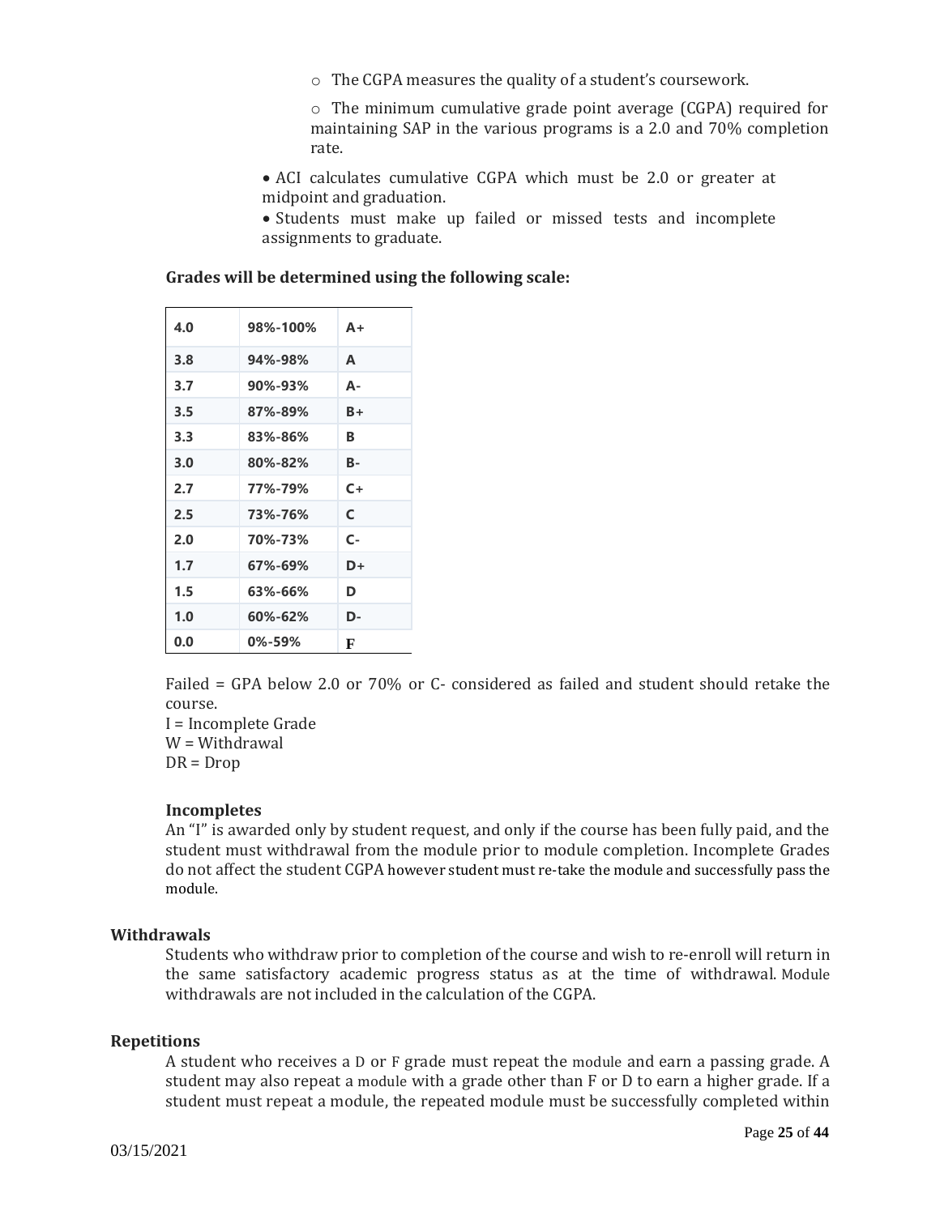- The CGPA measures the quality of a student's coursework.
- The minimum cumulative grade point average (CGPA) required for maintaining SAP in the various programs is a 2.0 and 70% completion rate.

- ACI calculates cumulative CGPA which must be 2.0 or greater at midpoint and graduation.
- Students must make up failed or missed tests and incomplete assignments to graduate.

**Grades will be determined using the following scale:**

| | | |
|---|---|---|
| 4.0 | 98%-100% | A+ |
| 3.8 | 94%-98% | A |
| 3.7 | 90%-93% | A- |
| 3.5 | 87%-89% | B+ |
| 3.3 | 83%-86% | B |
| 3.0 | 80%-82% | B- |
| 2.7 | 77%-79% | C+ |
| 2.5 | 73%-76% | C |
| 2.0 | 70%-73% | C- |
| 1.7 | 67%-69% | D+ |
| 1.5 | 63%-66% | D |
| 1.0 | 60%-62% | D- |
| 0.0 | 0%-59% | F |

Failed = GPA below 2.0 or 70% or C- considered as failed and student should retake the course.
I = Incomplete Grade
W = Withdrawal
DR = Drop

**Incompletes**

An "I" is awarded only by student request, and only if the course has been fully paid, and the student must withdrawal from the module prior to module completion. Incomplete Grades do not affect the student CGPA however student must re-take the module and successfully pass the module.

**Withdrawals**

Students who withdraw prior to completion of the course and wish to re-enroll will return in the same satisfactory academic progress status as at the time of withdrawal. Module withdrawals are not included in the calculation of the CGPA.

**Repetitions**

A student who receives a D or F grade must repeat the module and earn a passing grade. A student may also repeat a module with a grade other than F or D to earn a higher grade. If a student must repeat a module, the repeated module must be successfully completed within

03/15/2021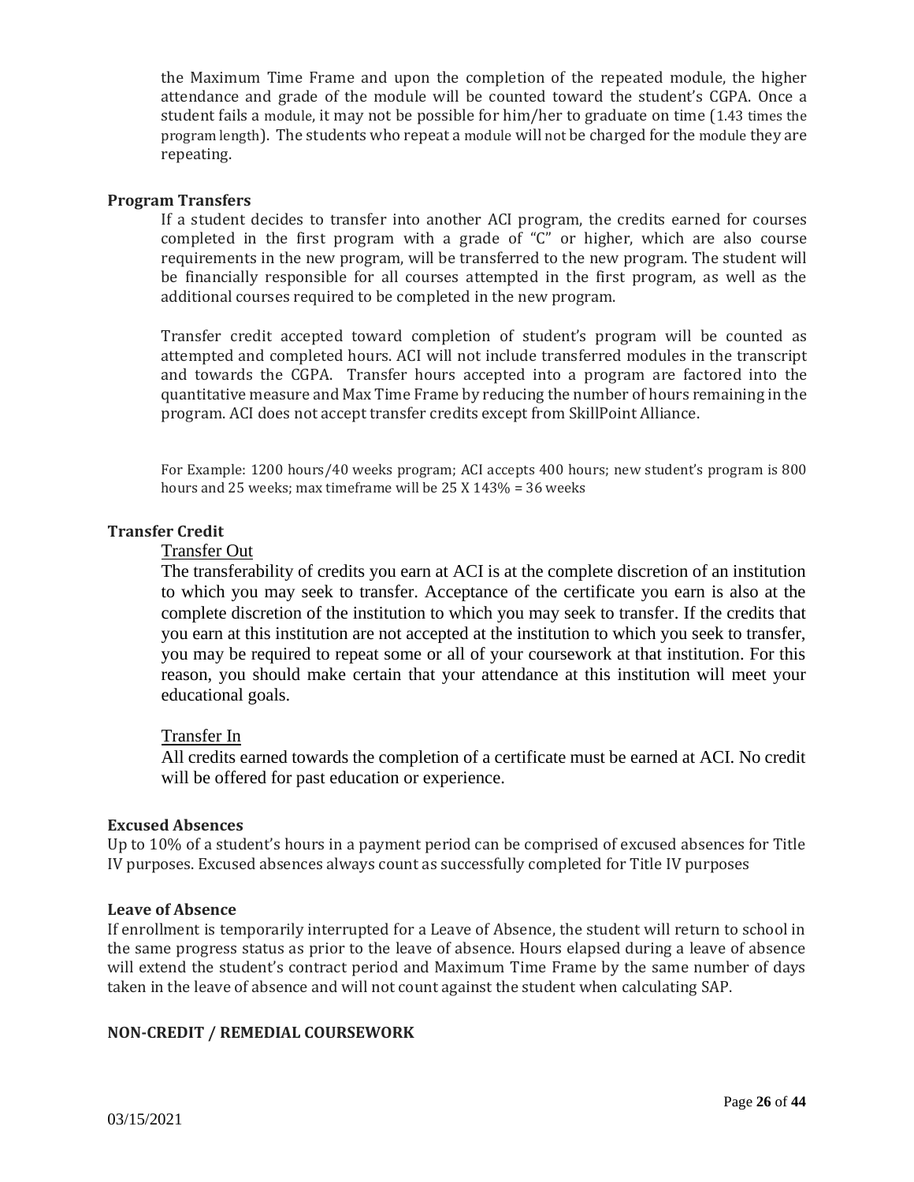the Maximum Time Frame and upon the completion of the repeated module, the higher attendance and grade of the module will be counted toward the student's CGPA. Once a student fails a module, it may not be possible for him/her to graduate on time (1.43 times the program length). The students who repeat a module will not be charged for the module they are repeating.

**Program Transfers**

If a student decides to transfer into another ACI program, the credits earned for courses completed in the first program with a grade of "C" or higher, which are also course requirements in the new program, will be transferred to the new program. The student will be financially responsible for all courses attempted in the first program, as well as the additional courses required to be completed in the new program.

Transfer credit accepted toward completion of student's program will be counted as attempted and completed hours. ACI will not include transferred modules in the transcript and towards the CGPA. Transfer hours accepted into a program are factored into the quantitative measure and Max Time Frame by reducing the number of hours remaining in the program. ACI does not accept transfer credits except from SkillPoint Alliance.

For Example: 1200 hours/40 weeks program; ACI accepts 400 hours; new student's program is 800 hours and 25 weeks; max timeframe will be 25 X 143% = 36 weeks

**Transfer Credit**

Transfer Out

The transferability of credits you earn at ACI is at the complete discretion of an institution to which you may seek to transfer. Acceptance of the certificate you earn is also at the complete discretion of the institution to which you may seek to transfer. If the credits that you earn at this institution are not accepted at the institution to which you seek to transfer, you may be required to repeat some or all of your coursework at that institution. For this reason, you should make certain that your attendance at this institution will meet your educational goals.

Transfer In

All credits earned towards the completion of a certificate must be earned at ACI. No credit will be offered for past education or experience.

**Excused Absences**

Up to 10% of a student's hours in a payment period can be comprised of excused absences for Title IV purposes. Excused absences always count as successfully completed for Title IV purposes

**Leave of Absence**

If enrollment is temporarily interrupted for a Leave of Absence, the student will return to school in the same progress status as prior to the leave of absence. Hours elapsed during a leave of absence will extend the student's contract period and Maximum Time Frame by the same number of days taken in the leave of absence and will not count against the student when calculating SAP.

**NON-CREDIT / REMEDIAL COURSEWORK**

03/15/2021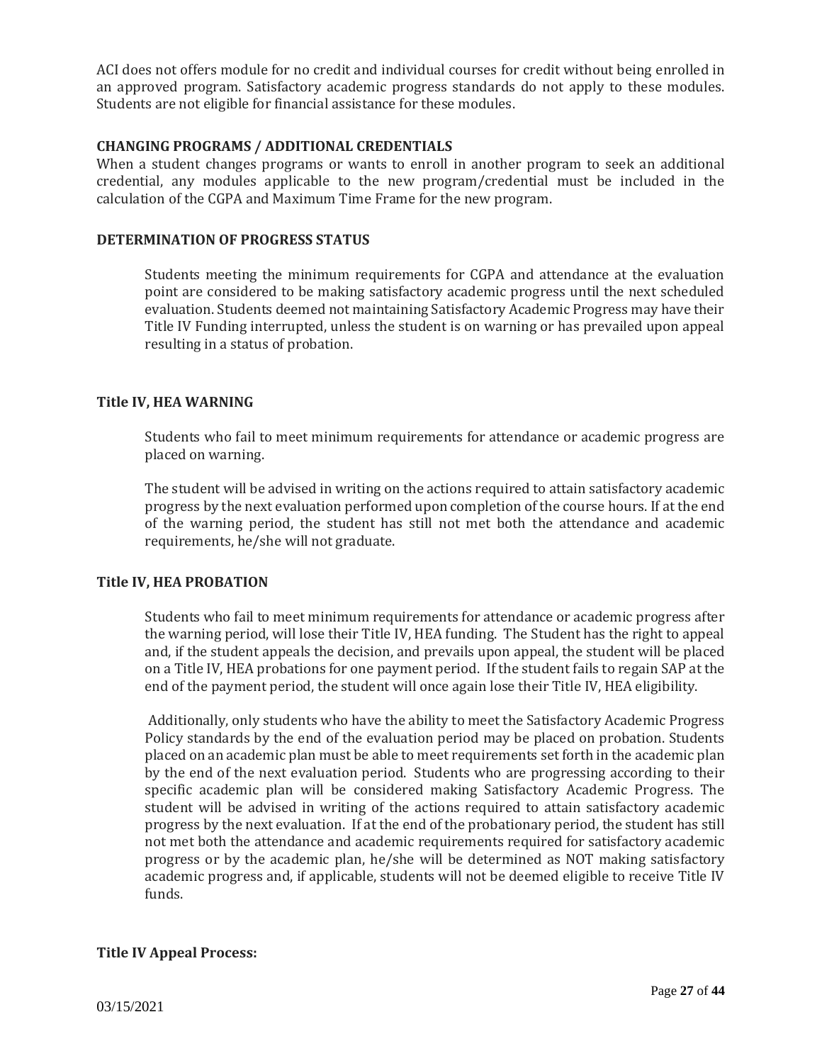ACI does not offers module for no credit and individual courses for credit without being enrolled in an approved program. Satisfactory academic progress standards do not apply to these modules. Students are not eligible for financial assistance for these modules.

### CHANGING PROGRAMS / ADDITIONAL CREDENTIALS

When a student changes programs or wants to enroll in another program to seek an additional credential, any modules applicable to the new program/credential must be included in the calculation of the CGPA and Maximum Time Frame for the new program.

### DETERMINATION OF PROGRESS STATUS

Students meeting the minimum requirements for CGPA and attendance at the evaluation point are considered to be making satisfactory academic progress until the next scheduled evaluation. Students deemed not maintaining Satisfactory Academic Progress may have their Title IV Funding interrupted, unless the student is on warning or has prevailed upon appeal resulting in a status of probation.

### Title IV, HEA WARNING

Students who fail to meet minimum requirements for attendance or academic progress are placed on warning.

The student will be advised in writing on the actions required to attain satisfactory academic progress by the next evaluation performed upon completion of the course hours. If at the end of the warning period, the student has still not met both the attendance and academic requirements, he/she will not graduate.

### Title IV, HEA PROBATION

Students who fail to meet minimum requirements for attendance or academic progress after the warning period, will lose their Title IV, HEA funding. The Student has the right to appeal and, if the student appeals the decision, and prevails upon appeal, the student will be placed on a Title IV, HEA probations for one payment period. If the student fails to regain SAP at the end of the payment period, the student will once again lose their Title IV, HEA eligibility.

Additionally, only students who have the ability to meet the Satisfactory Academic Progress Policy standards by the end of the evaluation period may be placed on probation. Students placed on an academic plan must be able to meet requirements set forth in the academic plan by the end of the next evaluation period. Students who are progressing according to their specific academic plan will be considered making Satisfactory Academic Progress. The student will be advised in writing of the actions required to attain satisfactory academic progress by the next evaluation. If at the end of the probationary period, the student has still not met both the attendance and academic requirements required for satisfactory academic progress or by the academic plan, he/she will be determined as NOT making satisfactory academic progress and, if applicable, students will not be deemed eligible to receive Title IV funds.

### Title IV Appeal Process:

03/15/2021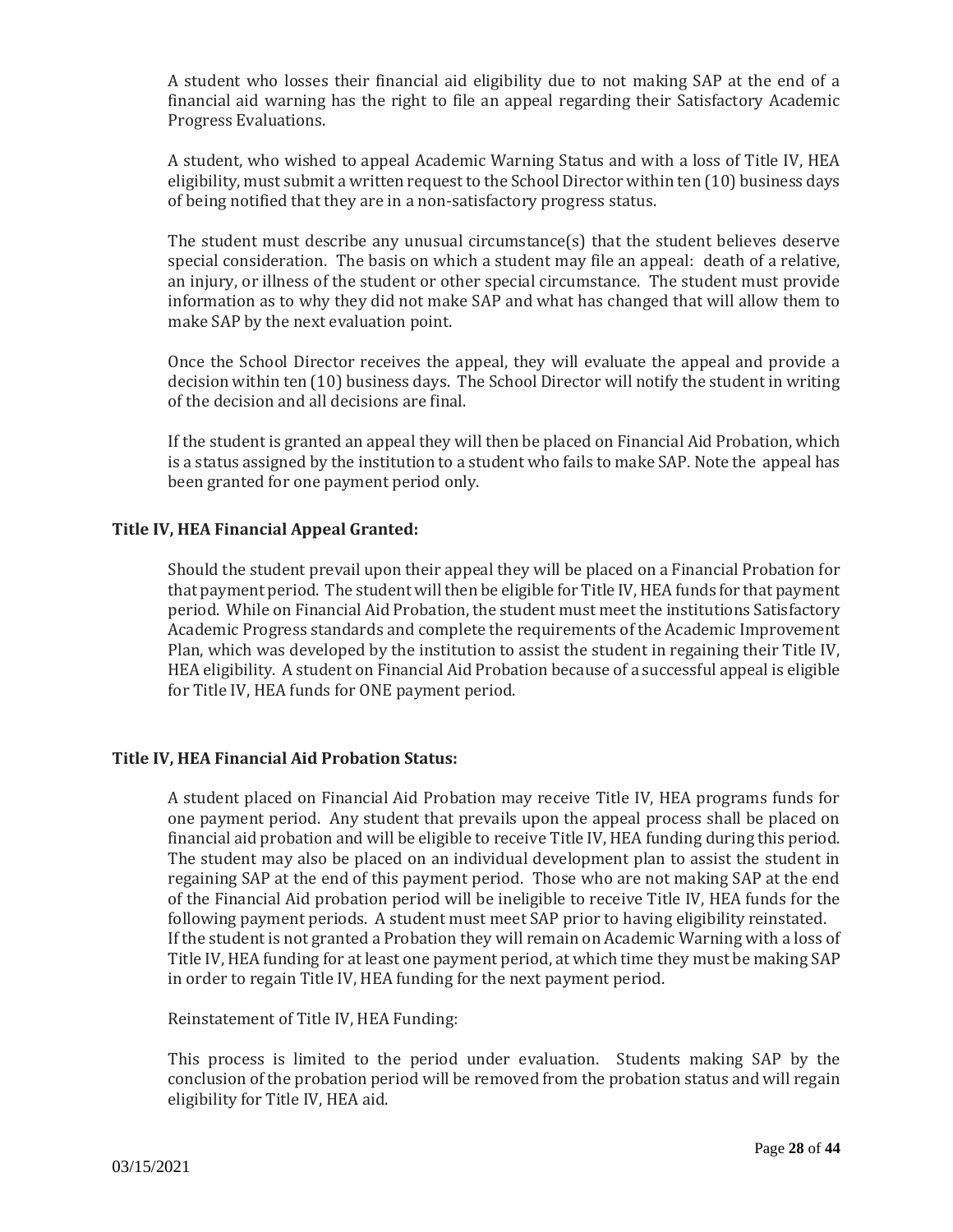A student who losses their financial aid eligibility due to not making SAP at the end of a financial aid warning has the right to file an appeal regarding their Satisfactory Academic Progress Evaluations.

A student, who wished to appeal Academic Warning Status and with a loss of Title IV, HEA eligibility, must submit a written request to the School Director within ten (10) business days of being notified that they are in a non-satisfactory progress status.

The student must describe any unusual circumstance(s) that the student believes deserve special consideration. The basis on which a student may file an appeal: death of a relative, an injury, or illness of the student or other special circumstance. The student must provide information as to why they did not make SAP and what has changed that will allow them to make SAP by the next evaluation point.

Once the School Director receives the appeal, they will evaluate the appeal and provide a decision within ten (10) business days. The School Director will notify the student in writing of the decision and all decisions are final.

If the student is granted an appeal they will then be placed on Financial Aid Probation, which is a status assigned by the institution to a student who fails to make SAP. Note the appeal has been granted for one payment period only.

**Title IV, HEA Financial Appeal Granted:**

Should the student prevail upon their appeal they will be placed on a Financial Probation for that payment period. The student will then be eligible for Title IV, HEA funds for that payment period. While on Financial Aid Probation, the student must meet the institutions Satisfactory Academic Progress standards and complete the requirements of the Academic Improvement Plan, which was developed by the institution to assist the student in regaining their Title IV, HEA eligibility. A student on Financial Aid Probation because of a successful appeal is eligible for Title IV, HEA funds for ONE payment period.

**Title IV, HEA Financial Aid Probation Status:**

A student placed on Financial Aid Probation may receive Title IV, HEA programs funds for one payment period. Any student that prevails upon the appeal process shall be placed on financial aid probation and will be eligible to receive Title IV, HEA funding during this period. The student may also be placed on an individual development plan to assist the student in regaining SAP at the end of this payment period. Those who are not making SAP at the end of the Financial Aid probation period will be ineligible to receive Title IV, HEA funds for the following payment periods. A student must meet SAP prior to having eligibility reinstated. If the student is not granted a Probation they will remain on Academic Warning with a loss of Title IV, HEA funding for at least one payment period, at which time they must be making SAP in order to regain Title IV, HEA funding for the next payment period.

Reinstatement of Title IV, HEA Funding:

This process is limited to the period under evaluation. Students making SAP by the conclusion of the probation period will be removed from the probation status and will regain eligibility for Title IV, HEA aid.

03/15/2021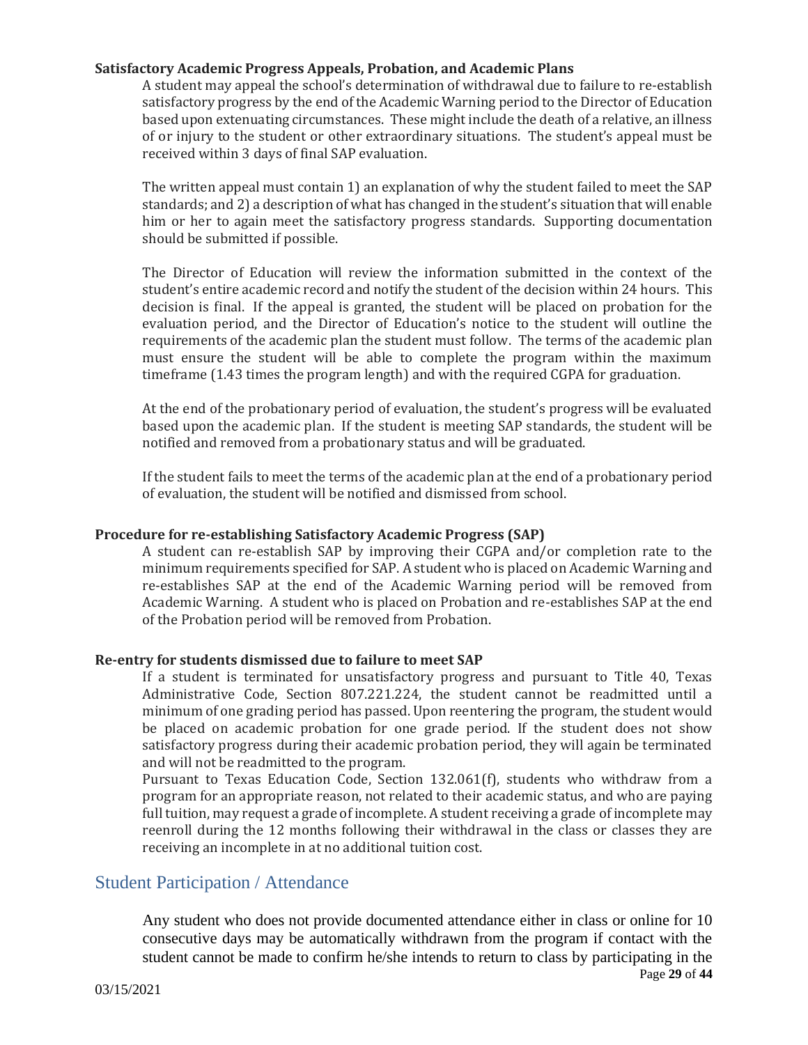**Satisfactory Academic Progress Appeals, Probation, and Academic Plans**

A student may appeal the school's determination of withdrawal due to failure to re-establish satisfactory progress by the end of the Academic Warning period to the Director of Education based upon extenuating circumstances. These might include the death of a relative, an illness of or injury to the student or other extraordinary situations. The student's appeal must be received within 3 days of final SAP evaluation.

The written appeal must contain 1) an explanation of why the student failed to meet the SAP standards; and 2) a description of what has changed in the student's situation that will enable him or her to again meet the satisfactory progress standards. Supporting documentation should be submitted if possible.

The Director of Education will review the information submitted in the context of the student's entire academic record and notify the student of the decision within 24 hours. This decision is final. If the appeal is granted, the student will be placed on probation for the evaluation period, and the Director of Education's notice to the student will outline the requirements of the academic plan the student must follow. The terms of the academic plan must ensure the student will be able to complete the program within the maximum timeframe (1.43 times the program length) and with the required CGPA for graduation.

At the end of the probationary period of evaluation, the student's progress will be evaluated based upon the academic plan. If the student is meeting SAP standards, the student will be notified and removed from a probationary status and will be graduated.

If the student fails to meet the terms of the academic plan at the end of a probationary period of evaluation, the student will be notified and dismissed from school.

**Procedure for re-establishing Satisfactory Academic Progress (SAP)**

A student can re-establish SAP by improving their CGPA and/or completion rate to the minimum requirements specified for SAP. A student who is placed on Academic Warning and re-establishes SAP at the end of the Academic Warning period will be removed from Academic Warning. A student who is placed on Probation and re-establishes SAP at the end of the Probation period will be removed from Probation.

**Re-entry for students dismissed due to failure to meet SAP**

If a student is terminated for unsatisfactory progress and pursuant to Title 40, Texas Administrative Code, Section 807.221.224, the student cannot be readmitted until a minimum of one grading period has passed. Upon reentering the program, the student would be placed on academic probation for one grade period. If the student does not show satisfactory progress during their academic probation period, they will again be terminated and will not be readmitted to the program.

Pursuant to Texas Education Code, Section 132.061(f), students who withdraw from a program for an appropriate reason, not related to their academic status, and who are paying full tuition, may request a grade of incomplete. A student receiving a grade of incomplete may reenroll during the 12 months following their withdrawal in the class or classes they are receiving an incomplete in at no additional tuition cost.

## Student Participation / Attendance

Any student who does not provide documented attendance either in class or online for 10 consecutive days may be automatically withdrawn from the program if contact with the student cannot be made to confirm he/she intends to return to class by participating in the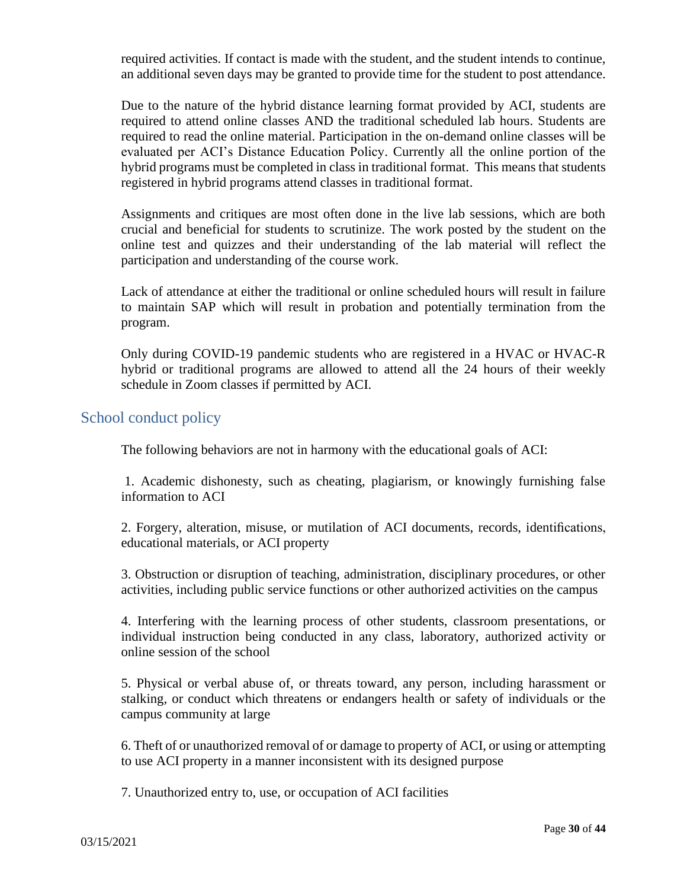required activities. If contact is made with the student, and the student intends to continue, an additional seven days may be granted to provide time for the student to post attendance.

Due to the nature of the hybrid distance learning format provided by ACI, students are required to attend online classes AND the traditional scheduled lab hours. Students are required to read the online material. Participation in the on-demand online classes will be evaluated per ACI's Distance Education Policy. Currently all the online portion of the hybrid programs must be completed in class in traditional format. This means that students registered in hybrid programs attend classes in traditional format.

Assignments and critiques are most often done in the live lab sessions, which are both crucial and beneficial for students to scrutinize. The work posted by the student on the online test and quizzes and their understanding of the lab material will reflect the participation and understanding of the course work.

Lack of attendance at either the traditional or online scheduled hours will result in failure to maintain SAP which will result in probation and potentially termination from the program.

Only during COVID-19 pandemic students who are registered in a HVAC or HVAC-R hybrid or traditional programs are allowed to attend all the 24 hours of their weekly schedule in Zoom classes if permitted by ACI.

## School conduct policy

The following behaviors are not in harmony with the educational goals of ACI:

1. Academic dishonesty, such as cheating, plagiarism, or knowingly furnishing false information to ACI

2. Forgery, alteration, misuse, or mutilation of ACI documents, records, identifications, educational materials, or ACI property

3. Obstruction or disruption of teaching, administration, disciplinary procedures, or other activities, including public service functions or other authorized activities on the campus

4. Interfering with the learning process of other students, classroom presentations, or individual instruction being conducted in any class, laboratory, authorized activity or online session of the school

5. Physical or verbal abuse of, or threats toward, any person, including harassment or stalking, or conduct which threatens or endangers health or safety of individuals or the campus community at large

6. Theft of or unauthorized removal of or damage to property of ACI, or using or attempting to use ACI property in a manner inconsistent with its designed purpose

7. Unauthorized entry to, use, or occupation of ACI facilities

03/15/2021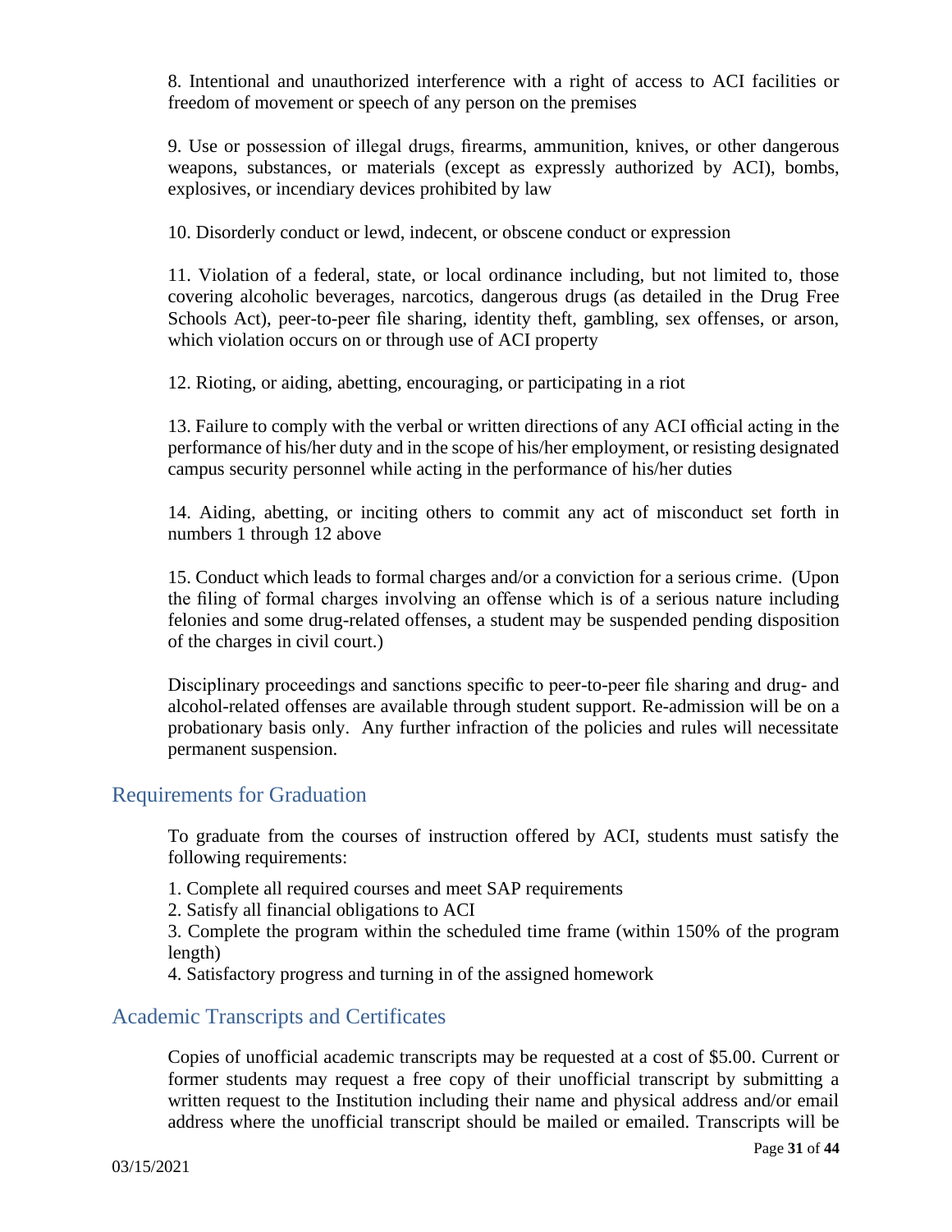8. Intentional and unauthorized interference with a right of access to ACI facilities or freedom of movement or speech of any person on the premises

9. Use or possession of illegal drugs, firearms, ammunition, knives, or other dangerous weapons, substances, or materials (except as expressly authorized by ACI), bombs, explosives, or incendiary devices prohibited by law

10. Disorderly conduct or lewd, indecent, or obscene conduct or expression

11. Violation of a federal, state, or local ordinance including, but not limited to, those covering alcoholic beverages, narcotics, dangerous drugs (as detailed in the Drug Free Schools Act), peer-to-peer file sharing, identity theft, gambling, sex offenses, or arson, which violation occurs on or through use of ACI property

12. Rioting, or aiding, abetting, encouraging, or participating in a riot

13. Failure to comply with the verbal or written directions of any ACI official acting in the performance of his/her duty and in the scope of his/her employment, or resisting designated campus security personnel while acting in the performance of his/her duties

14. Aiding, abetting, or inciting others to commit any act of misconduct set forth in numbers 1 through 12 above

15. Conduct which leads to formal charges and/or a conviction for a serious crime. (Upon the filing of formal charges involving an offense which is of a serious nature including felonies and some drug-related offenses, a student may be suspended pending disposition of the charges in civil court.)

Disciplinary proceedings and sanctions specific to peer-to-peer file sharing and drug- and alcohol-related offenses are available through student support. Re-admission will be on a probationary basis only. Any further infraction of the policies and rules will necessitate permanent suspension.

## Requirements for Graduation

To graduate from the courses of instruction offered by ACI, students must satisfy the following requirements:

1. Complete all required courses and meet SAP requirements
2. Satisfy all financial obligations to ACI
3. Complete the program within the scheduled time frame (within 150% of the program length)
4. Satisfactory progress and turning in of the assigned homework

## Academic Transcripts and Certificates

Copies of unofficial academic transcripts may be requested at a cost of $5.00. Current or former students may request a free copy of their unofficial transcript by submitting a written request to the Institution including their name and physical address and/or email address where the unofficial transcript should be mailed or emailed. Transcripts will be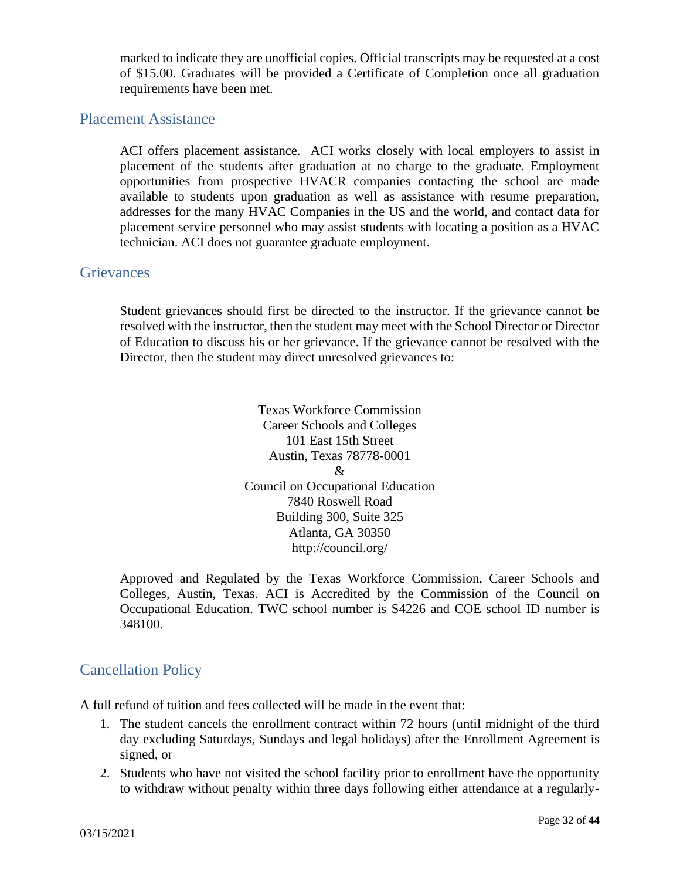marked to indicate they are unofficial copies. Official transcripts may be requested at a cost of $15.00. Graduates will be provided a Certificate of Completion once all graduation requirements have been met.

## Placement Assistance

ACI offers placement assistance. ACI works closely with local employers to assist in placement of the students after graduation at no charge to the graduate. Employment opportunities from prospective HVACR companies contacting the school are made available to students upon graduation as well as assistance with resume preparation, addresses for the many HVAC Companies in the US and the world, and contact data for placement service personnel who may assist students with locating a position as a HVAC technician. ACI does not guarantee graduate employment.

## Grievances

Student grievances should first be directed to the instructor. If the grievance cannot be resolved with the instructor, then the student may meet with the School Director or Director of Education to discuss his or her grievance. If the grievance cannot be resolved with the Director, then the student may direct unresolved grievances to:

Texas Workforce Commission
Career Schools and Colleges
101 East 15th Street
Austin, Texas 78778-0001
&
Council on Occupational Education
7840 Roswell Road
Building 300, Suite 325
Atlanta, GA 30350
http://council.org/

Approved and Regulated by the Texas Workforce Commission, Career Schools and Colleges, Austin, Texas. ACI is Accredited by the Commission of the Council on Occupational Education. TWC school number is S4226 and COE school ID number is 348100.

## Cancellation Policy

A full refund of tuition and fees collected will be made in the event that:

1. The student cancels the enrollment contract within 72 hours (until midnight of the third day excluding Saturdays, Sundays and legal holidays) after the Enrollment Agreement is signed, or
2. Students who have not visited the school facility prior to enrollment have the opportunity to withdraw without penalty within three days following either attendance at a regularly-

03/15/2021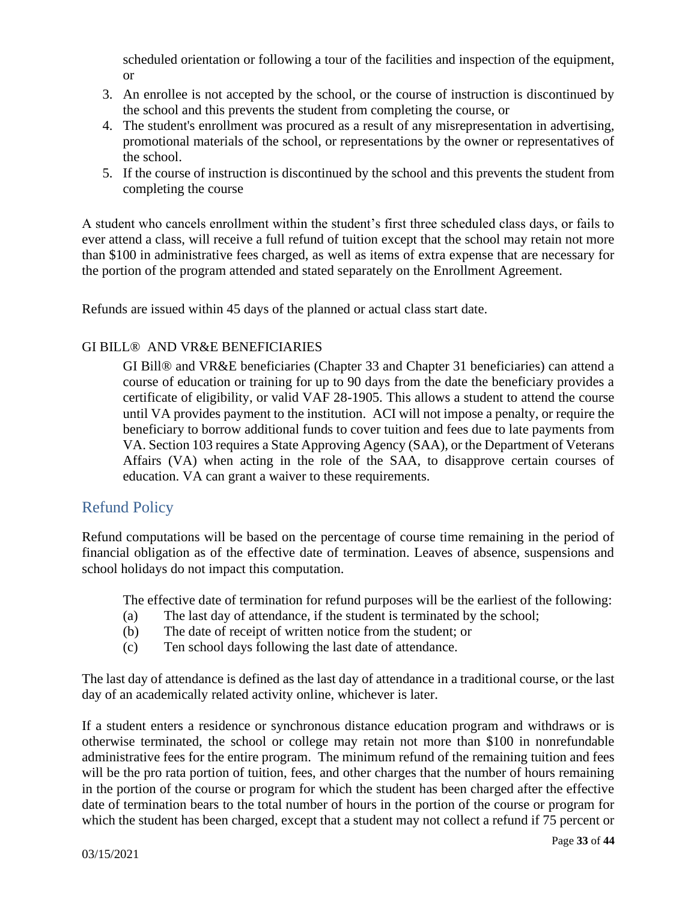scheduled orientation or following a tour of the facilities and inspection of the equipment, or

3. An enrollee is not accepted by the school, or the course of instruction is discontinued by the school and this prevents the student from completing the course, or
4. The student's enrollment was procured as a result of any misrepresentation in advertising, promotional materials of the school, or representations by the owner or representatives of the school.
5. If the course of instruction is discontinued by the school and this prevents the student from completing the course

A student who cancels enrollment within the student's first three scheduled class days, or fails to ever attend a class, will receive a full refund of tuition except that the school may retain not more than $100 in administrative fees charged, as well as items of extra expense that are necessary for the portion of the program attended and stated separately on the Enrollment Agreement.

Refunds are issued within 45 days of the planned or actual class start date.

GI BILL® AND VR&E BENEFICIARIES

GI Bill® and VR&E beneficiaries (Chapter 33 and Chapter 31 beneficiaries) can attend a course of education or training for up to 90 days from the date the beneficiary provides a certificate of eligibility, or valid VAF 28-1905. This allows a student to attend the course until VA provides payment to the institution. ACI will not impose a penalty, or require the beneficiary to borrow additional funds to cover tuition and fees due to late payments from VA. Section 103 requires a State Approving Agency (SAA), or the Department of Veterans Affairs (VA) when acting in the role of the SAA, to disapprove certain courses of education. VA can grant a waiver to these requirements.

## Refund Policy

Refund computations will be based on the percentage of course time remaining in the period of financial obligation as of the effective date of termination. Leaves of absence, suspensions and school holidays do not impact this computation.

The effective date of termination for refund purposes will be the earliest of the following:

(a) The last day of attendance, if the student is terminated by the school;
(b) The date of receipt of written notice from the student; or
(c) Ten school days following the last date of attendance.

The last day of attendance is defined as the last day of attendance in a traditional course, or the last day of an academically related activity online, whichever is later.

If a student enters a residence or synchronous distance education program and withdraws or is otherwise terminated, the school or college may retain not more than $100 in nonrefundable administrative fees for the entire program. The minimum refund of the remaining tuition and fees will be the pro rata portion of tuition, fees, and other charges that the number of hours remaining in the portion of the course or program for which the student has been charged after the effective date of termination bears to the total number of hours in the portion of the course or program for which the student has been charged, except that a student may not collect a refund if 75 percent or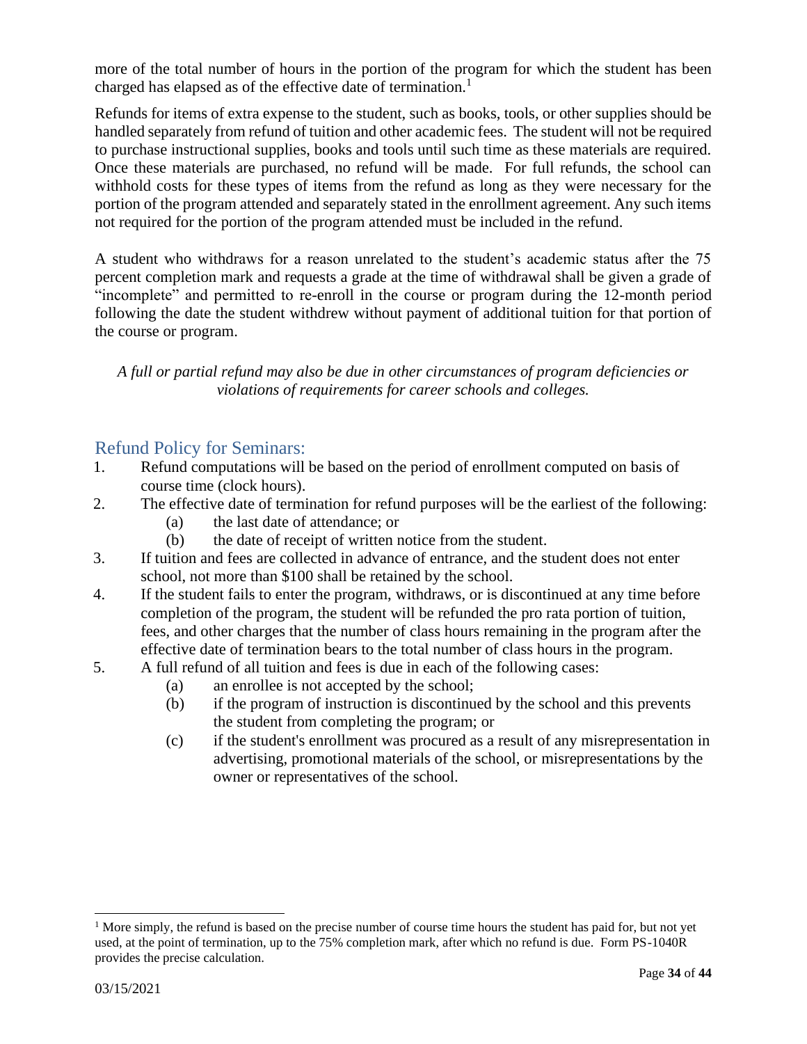more of the total number of hours in the portion of the program for which the student has been charged has elapsed as of the effective date of termination.[1]

Refunds for items of extra expense to the student, such as books, tools, or other supplies should be handled separately from refund of tuition and other academic fees. The student will not be required to purchase instructional supplies, books and tools until such time as these materials are required. Once these materials are purchased, no refund will be made. For full refunds, the school can withhold costs for these types of items from the refund as long as they were necessary for the portion of the program attended and separately stated in the enrollment agreement. Any such items not required for the portion of the program attended must be included in the refund.

A student who withdraws for a reason unrelated to the student's academic status after the 75 percent completion mark and requests a grade at the time of withdrawal shall be given a grade of "incomplete" and permitted to re-enroll in the course or program during the 12-month period following the date the student withdrew without payment of additional tuition for that portion of the course or program.

*A full or partial refund may also be due in other circumstances of program deficiencies or violations of requirements for career schools and colleges.*

## Refund Policy for Seminars:

1. Refund computations will be based on the period of enrollment computed on basis of course time (clock hours).
2. The effective date of termination for refund purposes will be the earliest of the following:
   - (a) the last date of attendance; or
   - (b) the date of receipt of written notice from the student.
3. If tuition and fees are collected in advance of entrance, and the student does not enter school, not more than $100 shall be retained by the school.
4. If the student fails to enter the program, withdraws, or is discontinued at any time before completion of the program, the student will be refunded the pro rata portion of tuition, fees, and other charges that the number of class hours remaining in the program after the effective date of termination bears to the total number of class hours in the program.
5. A full refund of all tuition and fees is due in each of the following cases:
   - (a) an enrollee is not accepted by the school;
   - (b) if the program of instruction is discontinued by the school and this prevents the student from completing the program; or
   - (c) if the student's enrollment was procured as a result of any misrepresentation in advertising, promotional materials of the school, or misrepresentations by the owner or representatives of the school.

---

[1] More simply, the refund is based on the precise number of course time hours the student has paid for, but not yet used, at the point of termination, up to the 75% completion mark, after which no refund is due. Form PS-1040R provides the precise calculation.

03/15/2021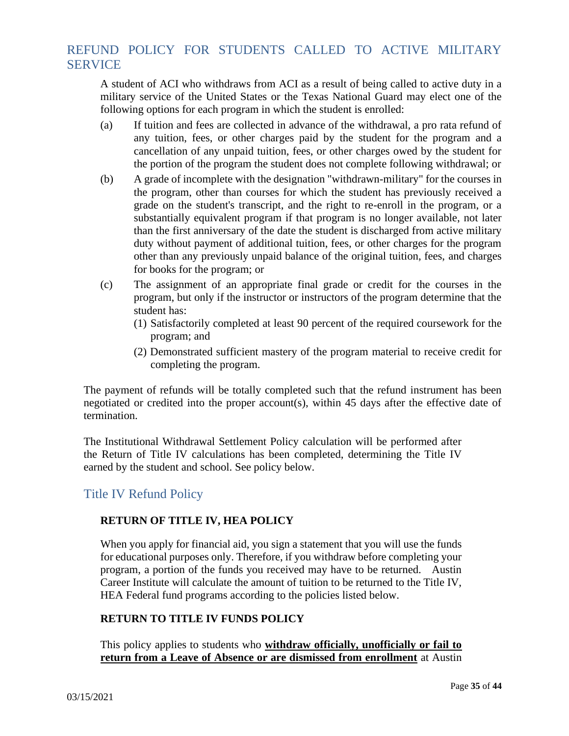## REFUND POLICY FOR STUDENTS CALLED TO ACTIVE MILITARY SERVICE

A student of ACI who withdraws from ACI as a result of being called to active duty in a military service of the United States or the Texas National Guard may elect one of the following options for each program in which the student is enrolled:

(a) If tuition and fees are collected in advance of the withdrawal, a pro rata refund of any tuition, fees, or other charges paid by the student for the program and a cancellation of any unpaid tuition, fees, or other charges owed by the student for the portion of the program the student does not complete following withdrawal; or

(b) A grade of incomplete with the designation "withdrawn-military" for the courses in the program, other than courses for which the student has previously received a grade on the student's transcript, and the right to re-enroll in the program, or a substantially equivalent program if that program is no longer available, not later than the first anniversary of the date the student is discharged from active military duty without payment of additional tuition, fees, or other charges for the program other than any previously unpaid balance of the original tuition, fees, and charges for books for the program; or

(c) The assignment of an appropriate final grade or credit for the courses in the program, but only if the instructor or instructors of the program determine that the student has:

(1) Satisfactorily completed at least 90 percent of the required coursework for the program; and

(2) Demonstrated sufficient mastery of the program material to receive credit for completing the program.

The payment of refunds will be totally completed such that the refund instrument has been negotiated or credited into the proper account(s), within 45 days after the effective date of termination.

The Institutional Withdrawal Settlement Policy calculation will be performed after the Return of Title IV calculations has been completed, determining the Title IV earned by the student and school. See policy below.

## Title IV Refund Policy

**RETURN OF TITLE IV, HEA POLICY**

When you apply for financial aid, you sign a statement that you will use the funds for educational purposes only. Therefore, if you withdraw before completing your program, a portion of the funds you received may have to be returned. Austin Career Institute will calculate the amount of tuition to be returned to the Title IV, HEA Federal fund programs according to the policies listed below.

**RETURN TO TITLE IV FUNDS POLICY**

This policy applies to students who **withdraw officially, unofficially or fail to return from a Leave of Absence or are dismissed from enrollment** at Austin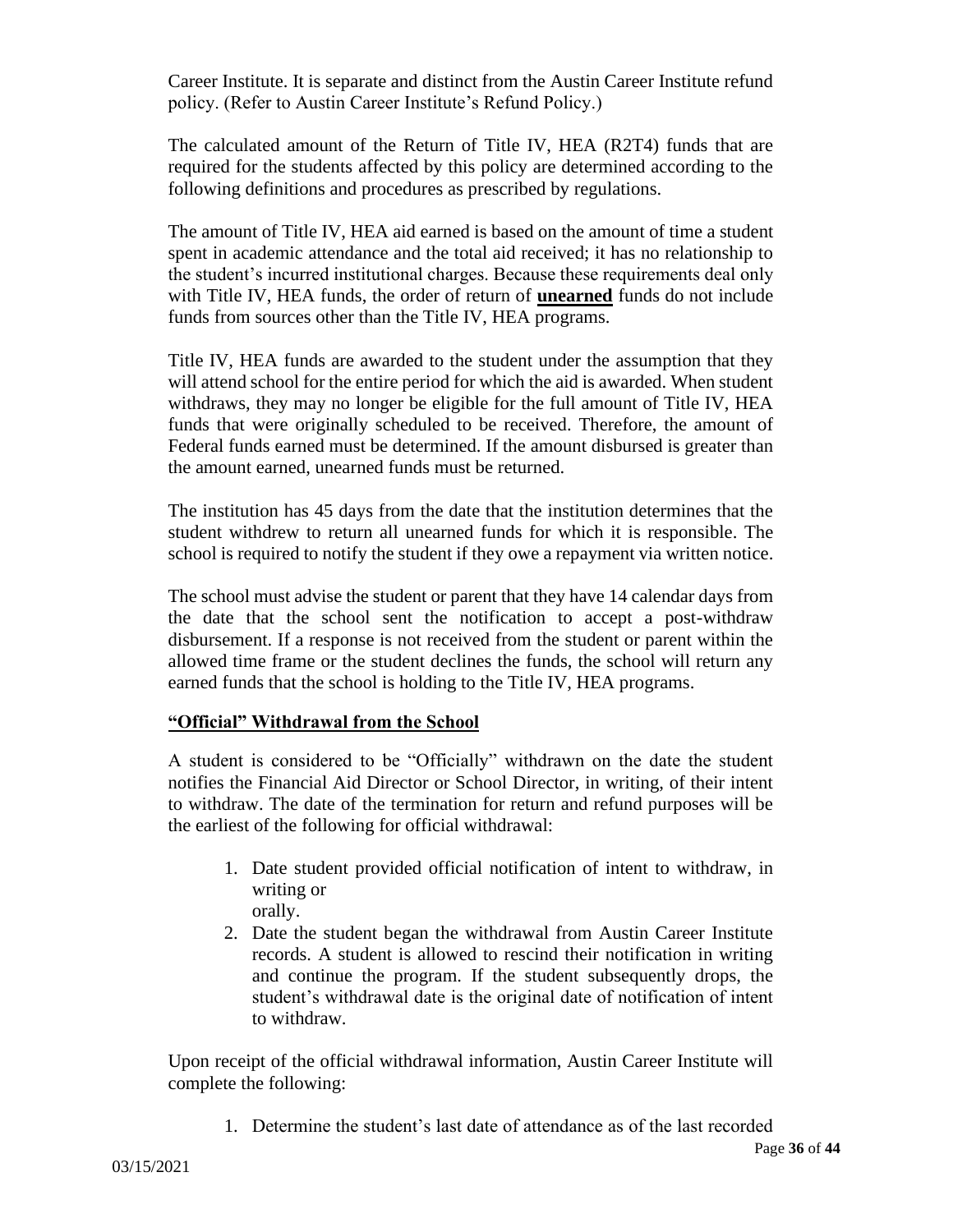Career Institute. It is separate and distinct from the Austin Career Institute refund policy. (Refer to Austin Career Institute's Refund Policy.)

The calculated amount of the Return of Title IV, HEA (R2T4) funds that are required for the students affected by this policy are determined according to the following definitions and procedures as prescribed by regulations.

The amount of Title IV, HEA aid earned is based on the amount of time a student spent in academic attendance and the total aid received; it has no relationship to the student's incurred institutional charges. Because these requirements deal only with Title IV, HEA funds, the order of return of **unearned** funds do not include funds from sources other than the Title IV, HEA programs.

Title IV, HEA funds are awarded to the student under the assumption that they will attend school for the entire period for which the aid is awarded. When student withdraws, they may no longer be eligible for the full amount of Title IV, HEA funds that were originally scheduled to be received. Therefore, the amount of Federal funds earned must be determined. If the amount disbursed is greater than the amount earned, unearned funds must be returned.

The institution has 45 days from the date that the institution determines that the student withdrew to return all unearned funds for which it is responsible. The school is required to notify the student if they owe a repayment via written notice.

The school must advise the student or parent that they have 14 calendar days from the date that the school sent the notification to accept a post-withdraw disbursement. If a response is not received from the student or parent within the allowed time frame or the student declines the funds, the school will return any earned funds that the school is holding to the Title IV, HEA programs.

**"Official" Withdrawal from the School**

A student is considered to be "Officially" withdrawn on the date the student notifies the Financial Aid Director or School Director, in writing, of their intent to withdraw. The date of the termination for return and refund purposes will be the earliest of the following for official withdrawal:

1. Date student provided official notification of intent to withdraw, in writing or orally.
2. Date the student began the withdrawal from Austin Career Institute records. A student is allowed to rescind their notification in writing and continue the program. If the student subsequently drops, the student's withdrawal date is the original date of notification of intent to withdraw.

Upon receipt of the official withdrawal information, Austin Career Institute will complete the following:

1. Determine the student's last date of attendance as of the last recorded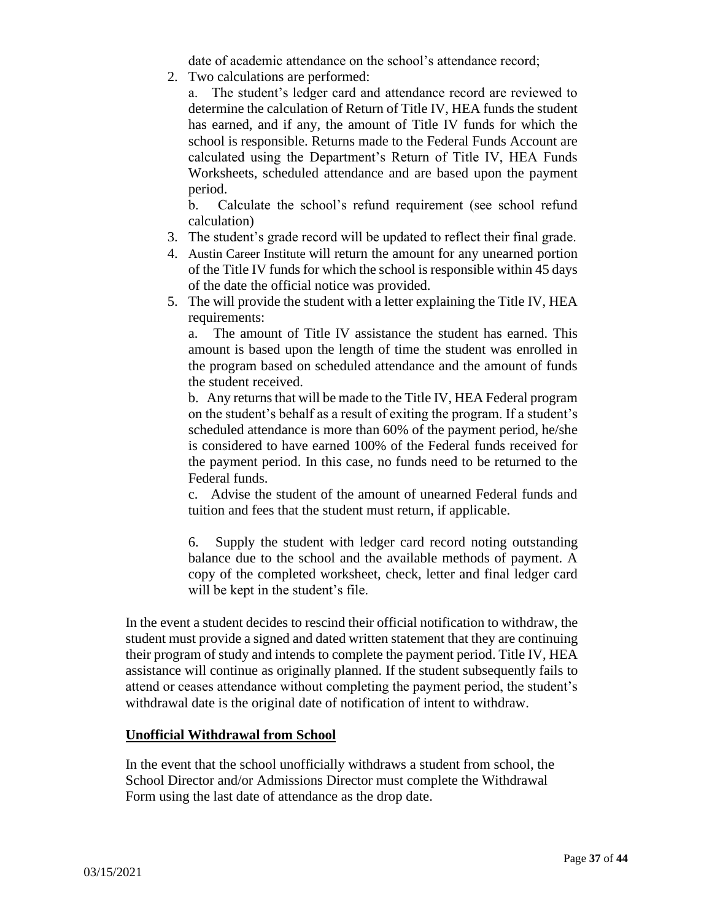date of academic attendance on the school's attendance record;

2. Two calculations are performed:

   a. The student's ledger card and attendance record are reviewed to determine the calculation of Return of Title IV, HEA funds the student has earned, and if any, the amount of Title IV funds for which the school is responsible. Returns made to the Federal Funds Account are calculated using the Department's Return of Title IV, HEA Funds Worksheets, scheduled attendance and are based upon the payment period.

   b. Calculate the school's refund requirement (see school refund calculation)

3. The student's grade record will be updated to reflect their final grade.
4. Austin Career Institute will return the amount for any unearned portion of the Title IV funds for which the school is responsible within 45 days of the date the official notice was provided.
5. The will provide the student with a letter explaining the Title IV, HEA requirements:

   a. The amount of Title IV assistance the student has earned. This amount is based upon the length of time the student was enrolled in the program based on scheduled attendance and the amount of funds the student received.

   b. Any returns that will be made to the Title IV, HEA Federal program on the student's behalf as a result of exiting the program. If a student's scheduled attendance is more than 60% of the payment period, he/she is considered to have earned 100% of the Federal funds received for the payment period. In this case, no funds need to be returned to the Federal funds.

   c. Advise the student of the amount of unearned Federal funds and tuition and fees that the student must return, if applicable.

6. Supply the student with ledger card record noting outstanding balance due to the school and the available methods of payment. A copy of the completed worksheet, check, letter and final ledger card will be kept in the student's file.

In the event a student decides to rescind their official notification to withdraw, the student must provide a signed and dated written statement that they are continuing their program of study and intends to complete the payment period. Title IV, HEA assistance will continue as originally planned. If the student subsequently fails to attend or ceases attendance without completing the payment period, the student's withdrawal date is the original date of notification of intent to withdraw.

## Unofficial Withdrawal from School

In the event that the school unofficially withdraws a student from school, the School Director and/or Admissions Director must complete the Withdrawal Form using the last date of attendance as the drop date.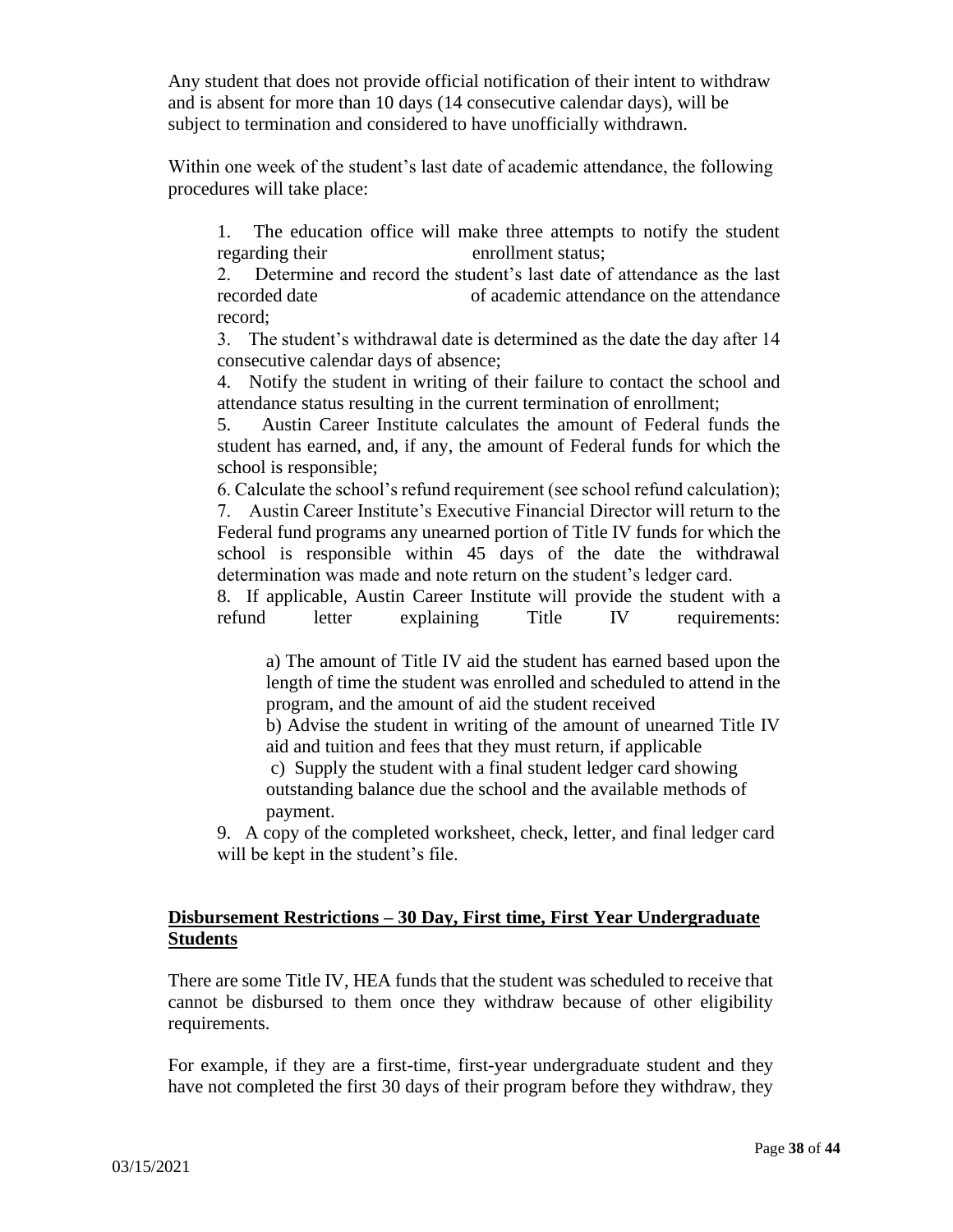Any student that does not provide official notification of their intent to withdraw and is absent for more than 10 days (14 consecutive calendar days), will be subject to termination and considered to have unofficially withdrawn.

Within one week of the student's last date of academic attendance, the following procedures will take place:

1. The education office will make three attempts to notify the student regarding their enrollment status;
2. Determine and record the student's last date of attendance as the last recorded date of academic attendance on the attendance record;
3. The student's withdrawal date is determined as the date the day after 14 consecutive calendar days of absence;
4. Notify the student in writing of their failure to contact the school and attendance status resulting in the current termination of enrollment;
5. Austin Career Institute calculates the amount of Federal funds the student has earned, and, if any, the amount of Federal funds for which the school is responsible;
6. Calculate the school's refund requirement (see school refund calculation);
7. Austin Career Institute's Executive Financial Director will return to the Federal fund programs any unearned portion of Title IV funds for which the school is responsible within 45 days of the date the withdrawal determination was made and note return on the student's ledger card.
8. If applicable, Austin Career Institute will provide the student with a refund letter explaining Title IV requirements:

   a) The amount of Title IV aid the student has earned based upon the length of time the student was enrolled and scheduled to attend in the program, and the amount of aid the student received

   b) Advise the student in writing of the amount of unearned Title IV aid and tuition and fees that they must return, if applicable

   c) Supply the student with a final student ledger card showing outstanding balance due the school and the available methods of payment.
9. A copy of the completed worksheet, check, letter, and final ledger card will be kept in the student's file.

## Disbursement Restrictions – 30 Day, First time, First Year Undergraduate Students

There are some Title IV, HEA funds that the student was scheduled to receive that cannot be disbursed to them once they withdraw because of other eligibility requirements.

For example, if they are a first-time, first-year undergraduate student and they have not completed the first 30 days of their program before they withdraw, they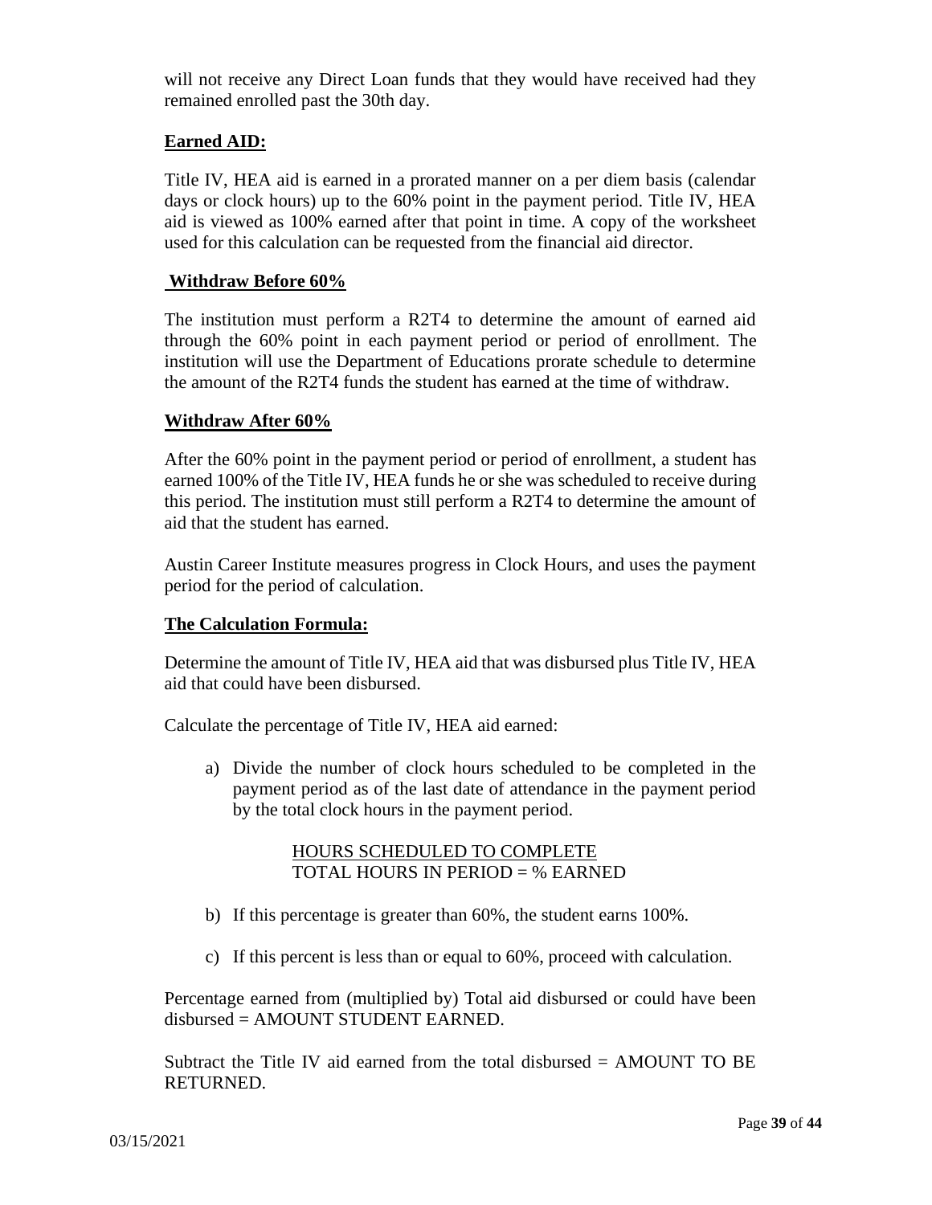will not receive any Direct Loan funds that they would have received had they remained enrolled past the 30th day.

**Earned AID:**

Title IV, HEA aid is earned in a prorated manner on a per diem basis (calendar days or clock hours) up to the 60% point in the payment period. Title IV, HEA aid is viewed as 100% earned after that point in time. A copy of the worksheet used for this calculation can be requested from the financial aid director.

**Withdraw Before 60%**

The institution must perform a R2T4 to determine the amount of earned aid through the 60% point in each payment period or period of enrollment. The institution will use the Department of Educations prorate schedule to determine the amount of the R2T4 funds the student has earned at the time of withdraw.

**Withdraw After 60%**

After the 60% point in the payment period or period of enrollment, a student has earned 100% of the Title IV, HEA funds he or she was scheduled to receive during this period. The institution must still perform a R2T4 to determine the amount of aid that the student has earned.

Austin Career Institute measures progress in Clock Hours, and uses the payment period for the period of calculation.

**The Calculation Formula:**

Determine the amount of Title IV, HEA aid that was disbursed plus Title IV, HEA aid that could have been disbursed.

Calculate the percentage of Title IV, HEA aid earned:

a) Divide the number of clock hours scheduled to be completed in the payment period as of the last date of attendance in the payment period by the total clock hours in the payment period.

    HOURS SCHEDULED TO COMPLETE
    TOTAL HOURS IN PERIOD = % EARNED

b) If this percentage is greater than 60%, the student earns 100%.

c) If this percent is less than or equal to 60%, proceed with calculation.

Percentage earned from (multiplied by) Total aid disbursed or could have been disbursed = AMOUNT STUDENT EARNED.

Subtract the Title IV aid earned from the total disbursed = AMOUNT TO BE RETURNED.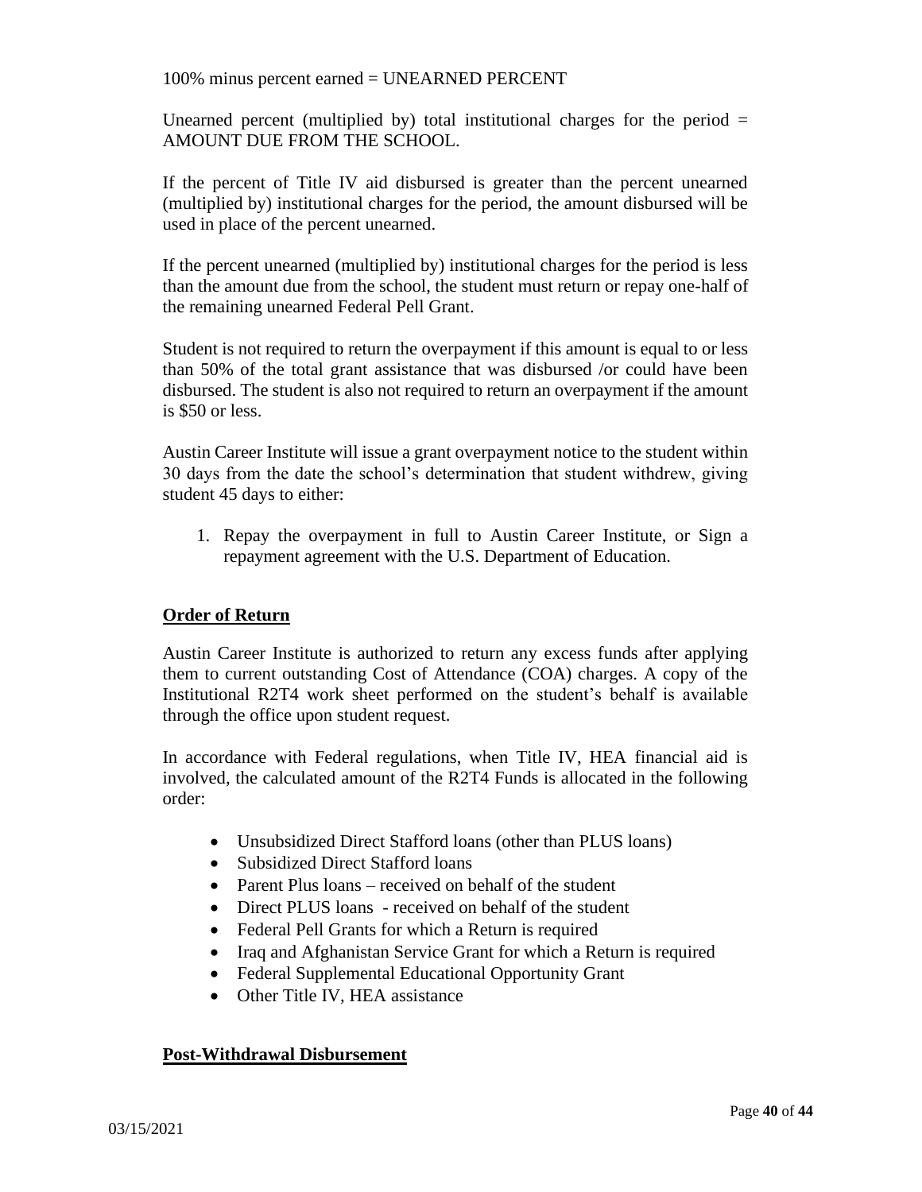100% minus percent earned = UNEARNED PERCENT

Unearned percent (multiplied by) total institutional charges for the period = AMOUNT DUE FROM THE SCHOOL.

If the percent of Title IV aid disbursed is greater than the percent unearned (multiplied by) institutional charges for the period, the amount disbursed will be used in place of the percent unearned.

If the percent unearned (multiplied by) institutional charges for the period is less than the amount due from the school, the student must return or repay one-half of the remaining unearned Federal Pell Grant.

Student is not required to return the overpayment if this amount is equal to or less than 50% of the total grant assistance that was disbursed /or could have been disbursed. The student is also not required to return an overpayment if the amount is $50 or less.

Austin Career Institute will issue a grant overpayment notice to the student within 30 days from the date the school's determination that student withdrew, giving student 45 days to either:

1. Repay the overpayment in full to Austin Career Institute, or Sign a repayment agreement with the U.S. Department of Education.

## Order of Return

Austin Career Institute is authorized to return any excess funds after applying them to current outstanding Cost of Attendance (COA) charges. A copy of the Institutional R2T4 work sheet performed on the student's behalf is available through the office upon student request.

In accordance with Federal regulations, when Title IV, HEA financial aid is involved, the calculated amount of the R2T4 Funds is allocated in the following order:

- Unsubsidized Direct Stafford loans (other than PLUS loans)
- Subsidized Direct Stafford loans
- Parent Plus loans – received on behalf of the student
- Direct PLUS loans - received on behalf of the student
- Federal Pell Grants for which a Return is required
- Iraq and Afghanistan Service Grant for which a Return is required
- Federal Supplemental Educational Opportunity Grant
- Other Title IV, HEA assistance

## Post-Withdrawal Disbursement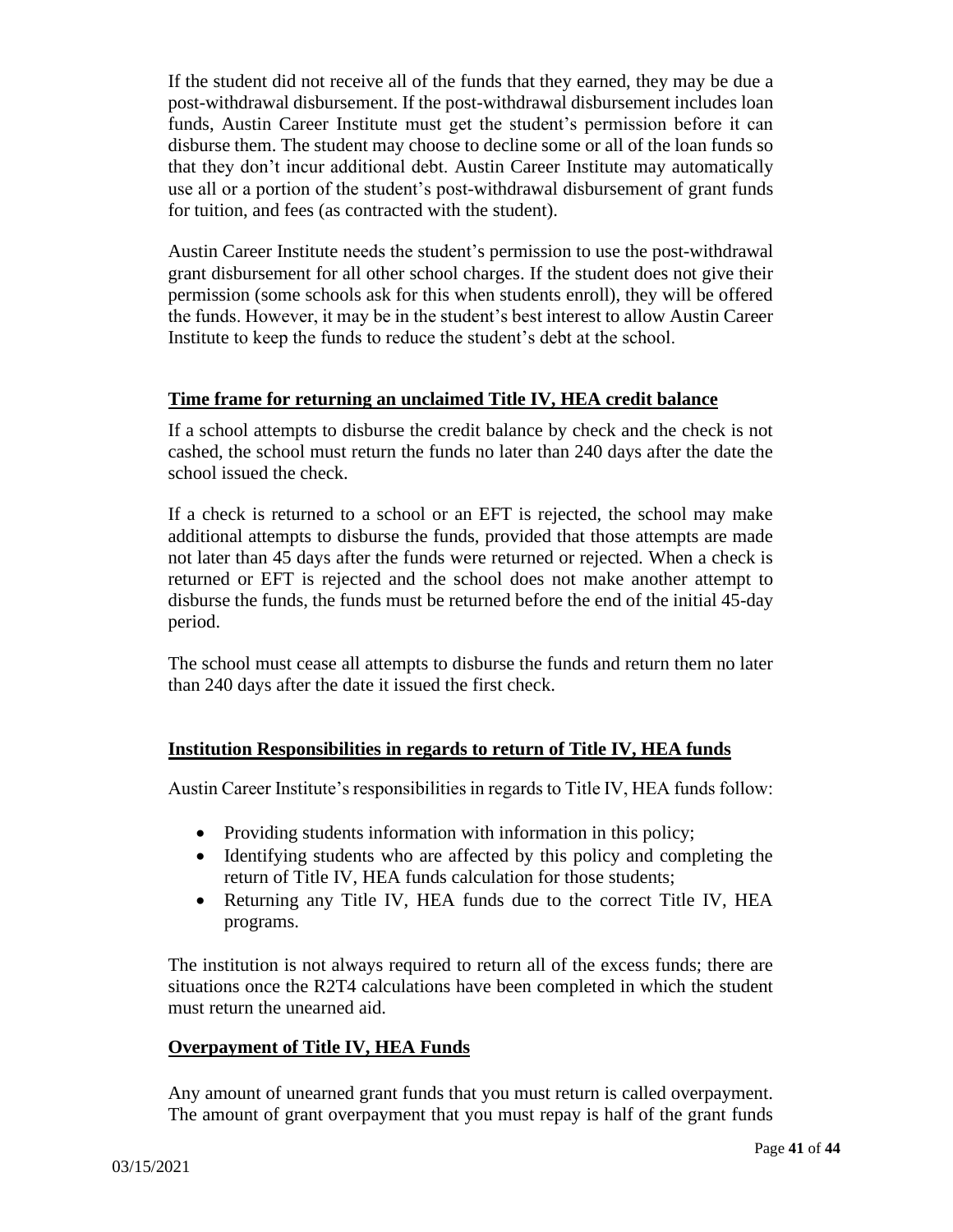If the student did not receive all of the funds that they earned, they may be due a post-withdrawal disbursement. If the post-withdrawal disbursement includes loan funds, Austin Career Institute must get the student's permission before it can disburse them. The student may choose to decline some or all of the loan funds so that they don't incur additional debt. Austin Career Institute may automatically use all or a portion of the student's post-withdrawal disbursement of grant funds for tuition, and fees (as contracted with the student).

Austin Career Institute needs the student's permission to use the post-withdrawal grant disbursement for all other school charges. If the student does not give their permission (some schools ask for this when students enroll), they will be offered the funds. However, it may be in the student's best interest to allow Austin Career Institute to keep the funds to reduce the student's debt at the school.

### Time frame for returning an unclaimed Title IV, HEA credit balance

If a school attempts to disburse the credit balance by check and the check is not cashed, the school must return the funds no later than 240 days after the date the school issued the check.

If a check is returned to a school or an EFT is rejected, the school may make additional attempts to disburse the funds, provided that those attempts are made not later than 45 days after the funds were returned or rejected. When a check is returned or EFT is rejected and the school does not make another attempt to disburse the funds, the funds must be returned before the end of the initial 45-day period.

The school must cease all attempts to disburse the funds and return them no later than 240 days after the date it issued the first check.

### Institution Responsibilities in regards to return of Title IV, HEA funds

Austin Career Institute's responsibilities in regards to Title IV, HEA funds follow:

- Providing students information with information in this policy;
- Identifying students who are affected by this policy and completing the return of Title IV, HEA funds calculation for those students;
- Returning any Title IV, HEA funds due to the correct Title IV, HEA programs.

The institution is not always required to return all of the excess funds; there are situations once the R2T4 calculations have been completed in which the student must return the unearned aid.

### Overpayment of Title IV, HEA Funds

Any amount of unearned grant funds that you must return is called overpayment. The amount of grant overpayment that you must repay is half of the grant funds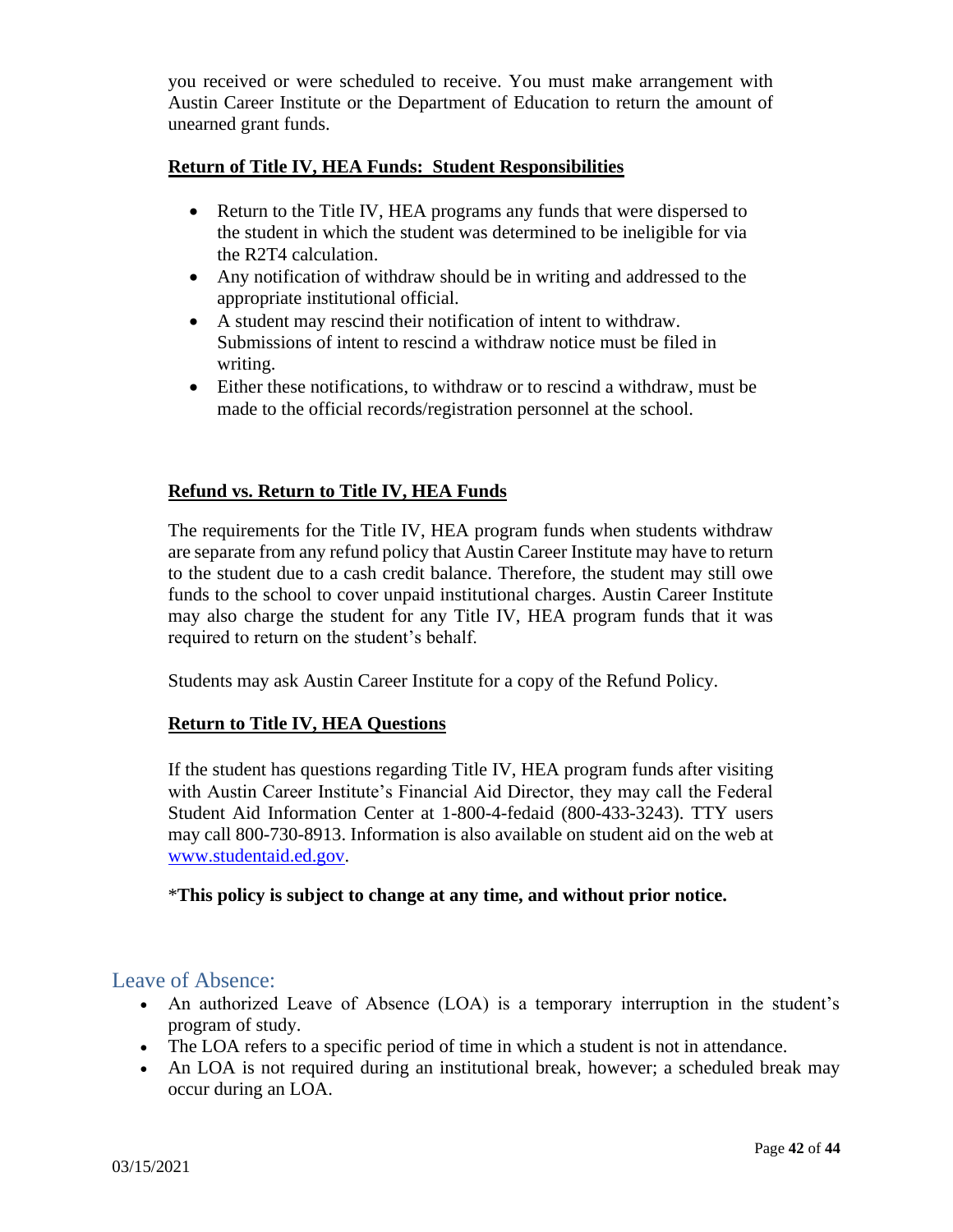you received or were scheduled to receive. You must make arrangement with Austin Career Institute or the Department of Education to return the amount of unearned grant funds.

**Return of Title IV, HEA Funds: Student Responsibilities**

- Return to the Title IV, HEA programs any funds that were dispersed to the student in which the student was determined to be ineligible for via the R2T4 calculation.
- Any notification of withdraw should be in writing and addressed to the appropriate institutional official.
- A student may rescind their notification of intent to withdraw. Submissions of intent to rescind a withdraw notice must be filed in writing.
- Either these notifications, to withdraw or to rescind a withdraw, must be made to the official records/registration personnel at the school.

**Refund vs. Return to Title IV, HEA Funds**

The requirements for the Title IV, HEA program funds when students withdraw are separate from any refund policy that Austin Career Institute may have to return to the student due to a cash credit balance. Therefore, the student may still owe funds to the school to cover unpaid institutional charges. Austin Career Institute may also charge the student for any Title IV, HEA program funds that it was required to return on the student's behalf.

Students may ask Austin Career Institute for a copy of the Refund Policy.

**Return to Title IV, HEA Questions**

If the student has questions regarding Title IV, HEA program funds after visiting with Austin Career Institute's Financial Aid Director, they may call the Federal Student Aid Information Center at 1-800-4-fedaid (800-433-3243). TTY users may call 800-730-8913. Information is also available on student aid on the web at [www.studentaid.ed.gov](http://www.studentaid.ed.gov).

***This policy is subject to change at any time, and without prior notice.**

## Leave of Absence:

- An authorized Leave of Absence (LOA) is a temporary interruption in the student's program of study.
- The LOA refers to a specific period of time in which a student is not in attendance.
- An LOA is not required during an institutional break, however; a scheduled break may occur during an LOA.

03/15/2021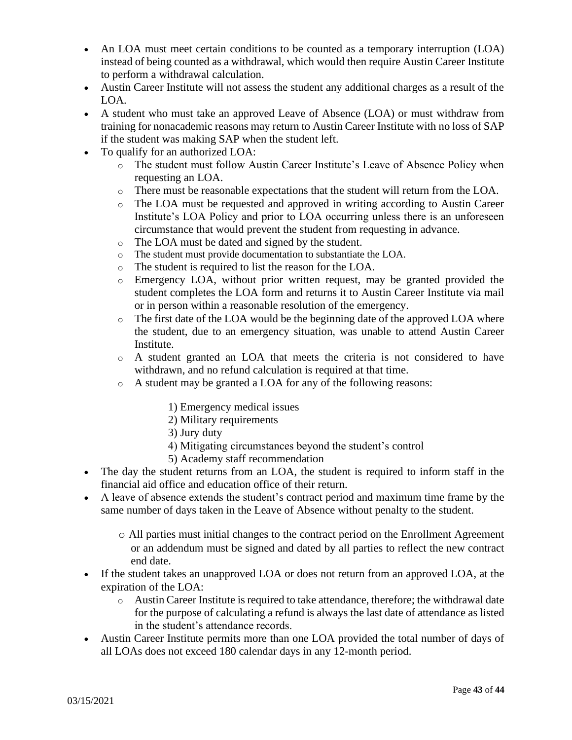- An LOA must meet certain conditions to be counted as a temporary interruption (LOA) instead of being counted as a withdrawal, which would then require Austin Career Institute to perform a withdrawal calculation.
- Austin Career Institute will not assess the student any additional charges as a result of the LOA.
- A student who must take an approved Leave of Absence (LOA) or must withdraw from training for nonacademic reasons may return to Austin Career Institute with no loss of SAP if the student was making SAP when the student left.
- To qualify for an authorized LOA:
  - The student must follow Austin Career Institute's Leave of Absence Policy when requesting an LOA.
  - There must be reasonable expectations that the student will return from the LOA.
  - The LOA must be requested and approved in writing according to Austin Career Institute's LOA Policy and prior to LOA occurring unless there is an unforeseen circumstance that would prevent the student from requesting in advance.
  - The LOA must be dated and signed by the student.
  - The student must provide documentation to substantiate the LOA.
  - The student is required to list the reason for the LOA.
  - Emergency LOA, without prior written request, may be granted provided the student completes the LOA form and returns it to Austin Career Institute via mail or in person within a reasonable resolution of the emergency.
  - The first date of the LOA would be the beginning date of the approved LOA where the student, due to an emergency situation, was unable to attend Austin Career Institute.
  - A student granted an LOA that meets the criteria is not considered to have withdrawn, and no refund calculation is required at that time.
  - A student may be granted a LOA for any of the following reasons:

    1) Emergency medical issues
    2) Military requirements
    3) Jury duty
    4) Mitigating circumstances beyond the student's control
    5) Academy staff recommendation
- The day the student returns from an LOA, the student is required to inform staff in the financial aid office and education office of their return.
- A leave of absence extends the student's contract period and maximum time frame by the same number of days taken in the Leave of Absence without penalty to the student.
  - All parties must initial changes to the contract period on the Enrollment Agreement or an addendum must be signed and dated by all parties to reflect the new contract end date.
- If the student takes an unapproved LOA or does not return from an approved LOA, at the expiration of the LOA:
  - Austin Career Institute is required to take attendance, therefore; the withdrawal date for the purpose of calculating a refund is always the last date of attendance as listed in the student's attendance records.
- Austin Career Institute permits more than one LOA provided the total number of days of all LOAs does not exceed 180 calendar days in any 12-month period.

03/15/2021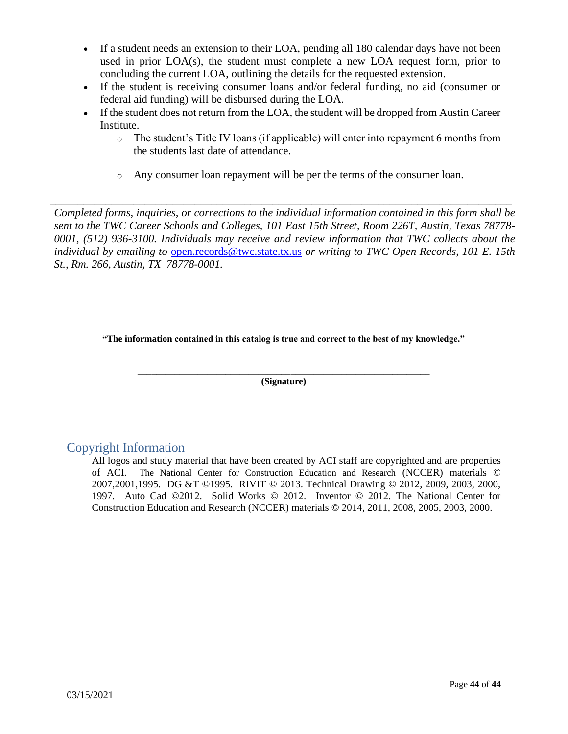- If a student needs an extension to their LOA, pending all 180 calendar days have not been used in prior LOA(s), the student must complete a new LOA request form, prior to concluding the current LOA, outlining the details for the requested extension.
- If the student is receiving consumer loans and/or federal funding, no aid (consumer or federal aid funding) will be disbursed during the LOA.
- If the student does not return from the LOA, the student will be dropped from Austin Career Institute.
    - The student's Title IV loans (if applicable) will enter into repayment 6 months from the students last date of attendance.
    - Any consumer loan repayment will be per the terms of the consumer loan.

---

*Completed forms, inquiries, or corrections to the individual information contained in this form shall be sent to the TWC Career Schools and Colleges, 101 East 15th Street, Room 226T, Austin, Texas 78778-0001, (512) 936-3100. Individuals may receive and review information that TWC collects about the individual by emailing to* open.records@twc.state.tx.us *or writing to TWC Open Records, 101 E. 15th St., Rm. 266, Austin, TX 78778-0001.*

**"The information contained in this catalog is true and correct to the best of my knowledge."**

\_\_\_\_\_\_\_\_\_\_\_\_\_\_\_\_\_\_\_\_\_\_\_\_\_\_\_\_\_\_\_\_\_\_\_\_\_\_\_\_\_\_\_\_\_\_\_\_

**(Signature)**

## Copyright Information

All logos and study material that have been created by ACI staff are copyrighted and are properties of ACI. The National Center for Construction Education and Research (NCCER) materials © 2007,2001,1995. DG &T ©1995. RIVIT © 2013. Technical Drawing © 2012, 2009, 2003, 2000, 1997. Auto Cad ©2012. Solid Works © 2012. Inventor © 2012. The National Center for Construction Education and Research (NCCER) materials © 2014, 2011, 2008, 2005, 2003, 2000.

03/15/2021